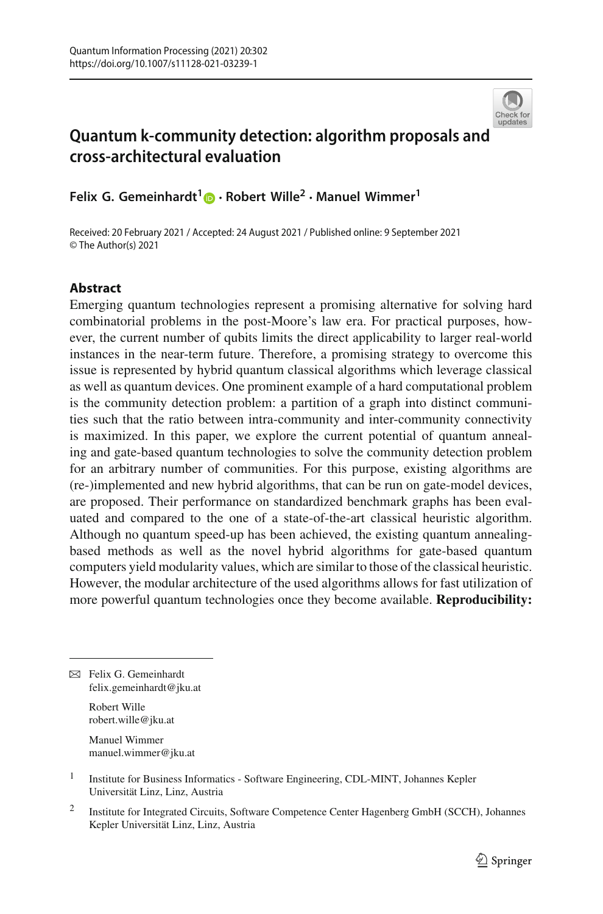# Quantum k-community detection: algorithm proposals and cross-architectural evaluation

**Felix G. Gemeinhardt[1] · Robert Wille[2] · Manuel Wimmer[1]**

Received: 20 February 2021 / Accepted: 24 August 2021 / Published online: 9 September 2021
© The Author(s) 2021

## Abstract

Emerging quantum technologies represent a promising alternative for solving hard combinatorial problems in the post-Moore's law era. For practical purposes, however, the current number of qubits limits the direct applicability to larger real-world instances in the near-term future. Therefore, a promising strategy to overcome this issue is represented by hybrid quantum classical algorithms which leverage classical as well as quantum devices. One prominent example of a hard computational problem is the community detection problem: a partition of a graph into distinct communities such that the ratio between intra-community and inter-community connectivity is maximized. In this paper, we explore the current potential of quantum annealing and gate-based quantum technologies to solve the community detection problem for an arbitrary number of communities. For this purpose, existing algorithms are (re-)implemented and new hybrid algorithms, that can be run on gate-model devices, are proposed. Their performance on standardized benchmark graphs has been evaluated and compared to the one of a state-of-the-art classical heuristic algorithm. Although no quantum speed-up has been achieved, the existing quantum annealing-based methods as well as the novel hybrid algorithms for gate-based quantum computers yield modularity values, which are similar to those of the classical heuristic. However, the modular architecture of the used algorithms allows for fast utilization of more powerful quantum technologies once they become available. **Reproducibility:**

---

✉ Felix G. Gemeinhardt
felix.gemeinhardt@jku.at

Robert Wille
robert.wille@jku.at

Manuel Wimmer
manuel.wimmer@jku.at

[1] Institute for Business Informatics - Software Engineering, CDL-MINT, Johannes Kepler Universität Linz, Linz, Austria

[2] Institute for Integrated Circuits, Software Competence Center Hagenberg GmbH (SCCH), Johannes Kepler Universität Linz, Linz, Austria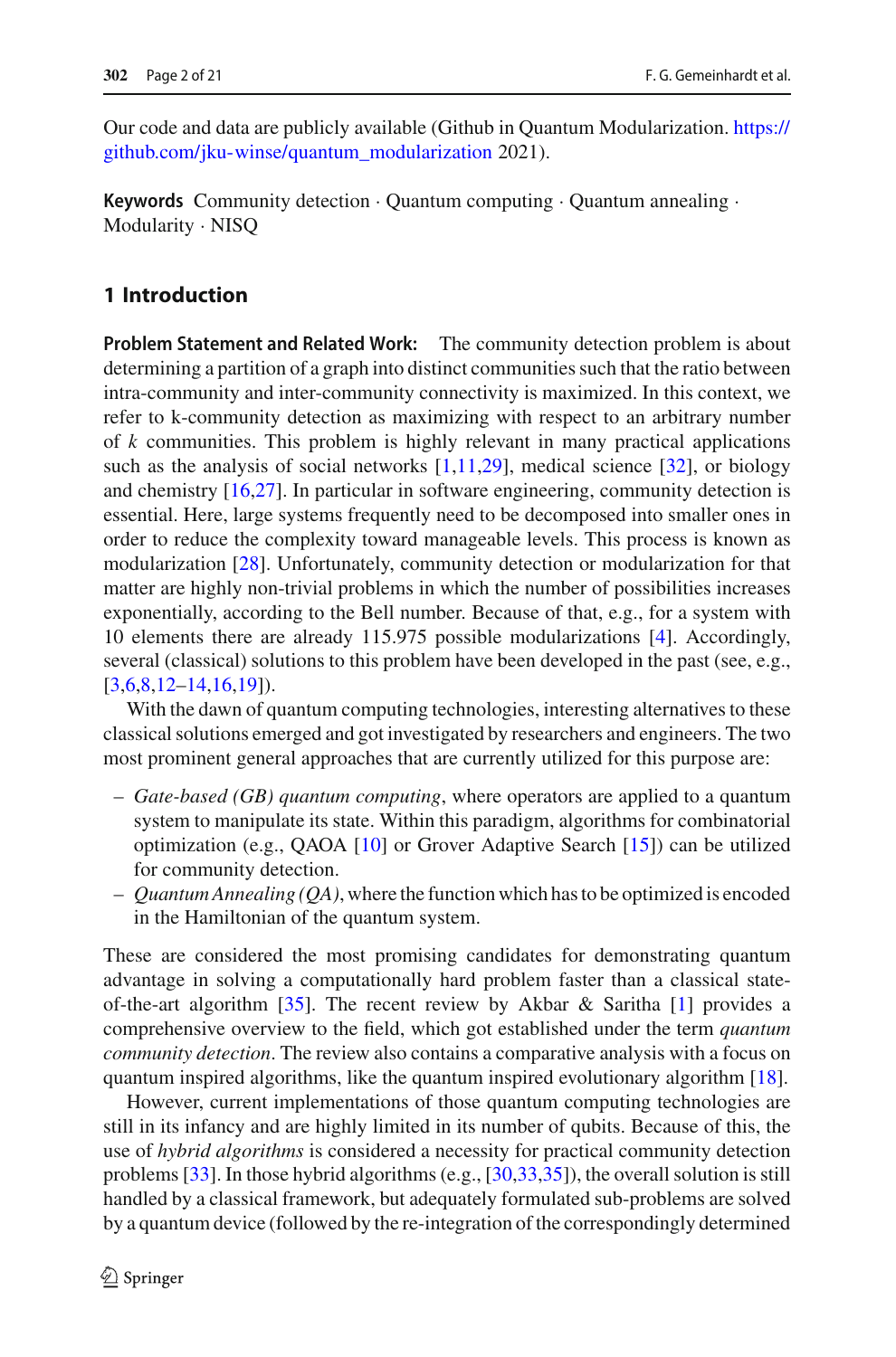Our code and data are publicly available (Github in Quantum Modularization. https://github.com/jku-winse/quantum_modularization 2021).

**Keywords** Community detection · Quantum computing · Quantum annealing · Modularity · NISQ

## 1 Introduction

**Problem Statement and Related Work:** The community detection problem is about determining a partition of a graph into distinct communities such that the ratio between intra-community and inter-community connectivity is maximized. In this context, we refer to k-community detection as maximizing with respect to an arbitrary number of $k$ communities. This problem is highly relevant in many practical applications such as the analysis of social networks [1,11,29], medical science [32], or biology and chemistry [16,27]. In particular in software engineering, community detection is essential. Here, large systems frequently need to be decomposed into smaller ones in order to reduce the complexity toward manageable levels. This process is known as modularization [28]. Unfortunately, community detection or modularization for that matter are highly non-trivial problems in which the number of possibilities increases exponentially, according to the Bell number. Because of that, e.g., for a system with 10 elements there are already 115.975 possible modularizations [4]. Accordingly, several (classical) solutions to this problem have been developed in the past (see, e.g., [3,6,8,12–14,16,19]).

With the dawn of quantum computing technologies, interesting alternatives to these classical solutions emerged and got investigated by researchers and engineers. The two most prominent general approaches that are currently utilized for this purpose are:

- *Gate-based (GB) quantum computing*, where operators are applied to a quantum system to manipulate its state. Within this paradigm, algorithms for combinatorial optimization (e.g., QAOA [10] or Grover Adaptive Search [15]) can be utilized for community detection.
- *Quantum Annealing (QA)*, where the function which has to be optimized is encoded in the Hamiltonian of the quantum system.

These are considered the most promising candidates for demonstrating quantum advantage in solving a computationally hard problem faster than a classical state-of-the-art algorithm [35]. The recent review by Akbar & Saritha [1] provides a comprehensive overview to the field, which got established under the term *quantum community detection*. The review also contains a comparative analysis with a focus on quantum inspired algorithms, like the quantum inspired evolutionary algorithm [18].

However, current implementations of those quantum computing technologies are still in its infancy and are highly limited in its number of qubits. Because of this, the use of *hybrid algorithms* is considered a necessity for practical community detection problems [33]. In those hybrid algorithms (e.g., [30,33,35]), the overall solution is still handled by a classical framework, but adequately formulated sub-problems are solved by a quantum device (followed by the re-integration of the correspondingly determined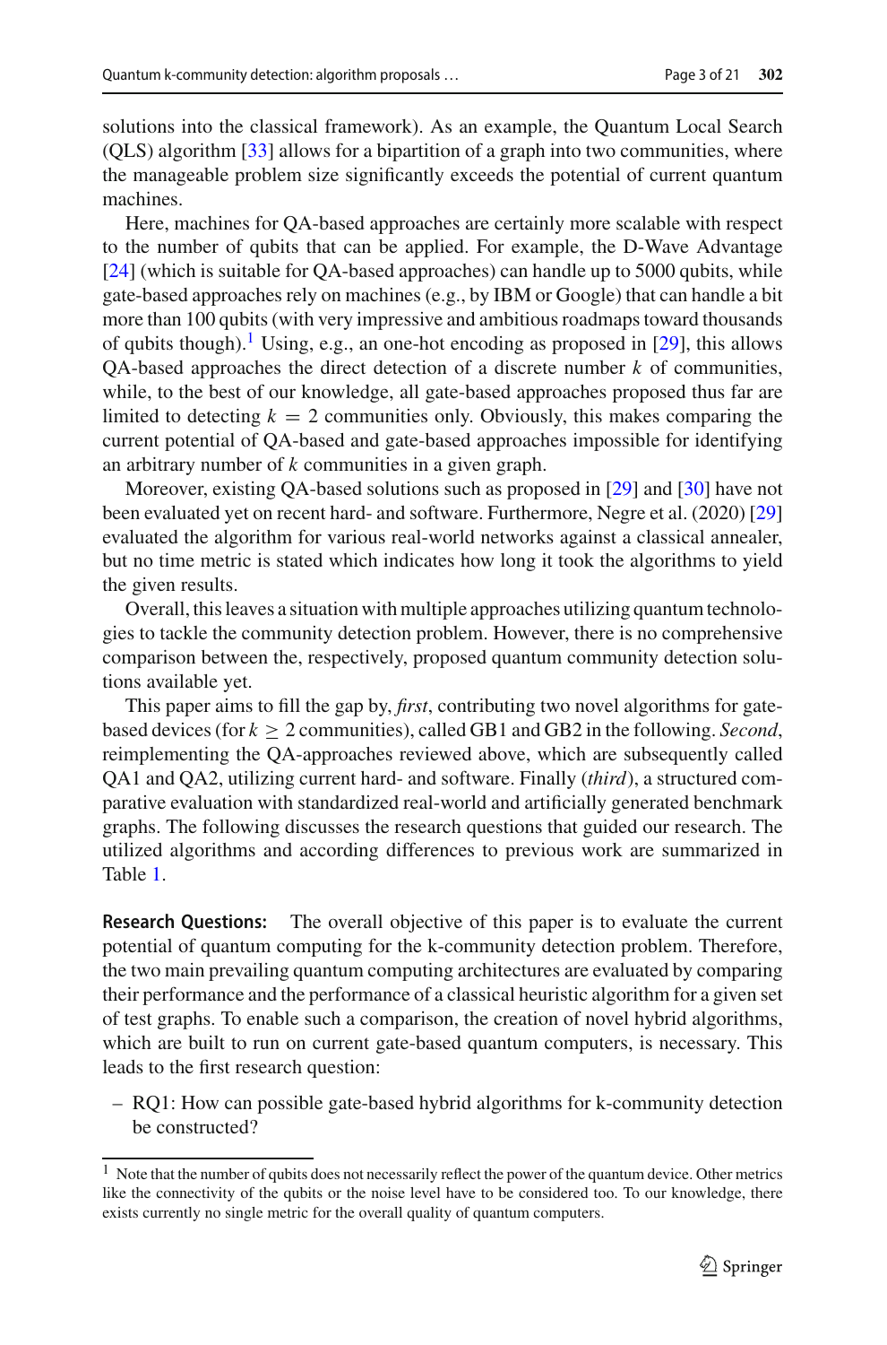solutions into the classical framework). As an example, the Quantum Local Search (QLS) algorithm [33] allows for a bipartition of a graph into two communities, where the manageable problem size significantly exceeds the potential of current quantum machines.

Here, machines for QA-based approaches are certainly more scalable with respect to the number of qubits that can be applied. For example, the D-Wave Advantage [24] (which is suitable for QA-based approaches) can handle up to 5000 qubits, while gate-based approaches rely on machines (e.g., by IBM or Google) that can handle a bit more than 100 qubits (with very impressive and ambitious roadmaps toward thousands of qubits though).[1] Using, e.g., an one-hot encoding as proposed in [29], this allows QA-based approaches the direct detection of a discrete number $k$ of communities, while, to the best of our knowledge, all gate-based approaches proposed thus far are limited to detecting $k = 2$ communities only. Obviously, this makes comparing the current potential of QA-based and gate-based approaches impossible for identifying an arbitrary number of $k$ communities in a given graph.

Moreover, existing QA-based solutions such as proposed in [29] and [30] have not been evaluated yet on recent hard- and software. Furthermore, Negre et al. (2020) [29] evaluated the algorithm for various real-world networks against a classical annealer, but no time metric is stated which indicates how long it took the algorithms to yield the given results.

Overall, this leaves a situation with multiple approaches utilizing quantum technologies to tackle the community detection problem. However, there is no comprehensive comparison between the, respectively, proposed quantum community detection solutions available yet.

This paper aims to fill the gap by, *first*, contributing two novel algorithms for gate-based devices (for $k \geq 2$ communities), called GB1 and GB2 in the following. *Second*, reimplementing the QA-approaches reviewed above, which are subsequently called QA1 and QA2, utilizing current hard- and software. Finally (*third*), a structured comparative evaluation with standardized real-world and artificially generated benchmark graphs. The following discusses the research questions that guided our research. The utilized algorithms and according differences to previous work are summarized in Table 1.

**Research Questions:** The overall objective of this paper is to evaluate the current potential of quantum computing for the k-community detection problem. Therefore, the two main prevailing quantum computing architectures are evaluated by comparing their performance and the performance of a classical heuristic algorithm for a given set of test graphs. To enable such a comparison, the creation of novel hybrid algorithms, which are built to run on current gate-based quantum computers, is necessary. This leads to the first research question:

– RQ1: How can possible gate-based hybrid algorithms for k-community detection be constructed?

[1] Note that the number of qubits does not necessarily reflect the power of the quantum device. Other metrics like the connectivity of the qubits or the noise level have to be considered too. To our knowledge, there exists currently no single metric for the overall quality of quantum computers.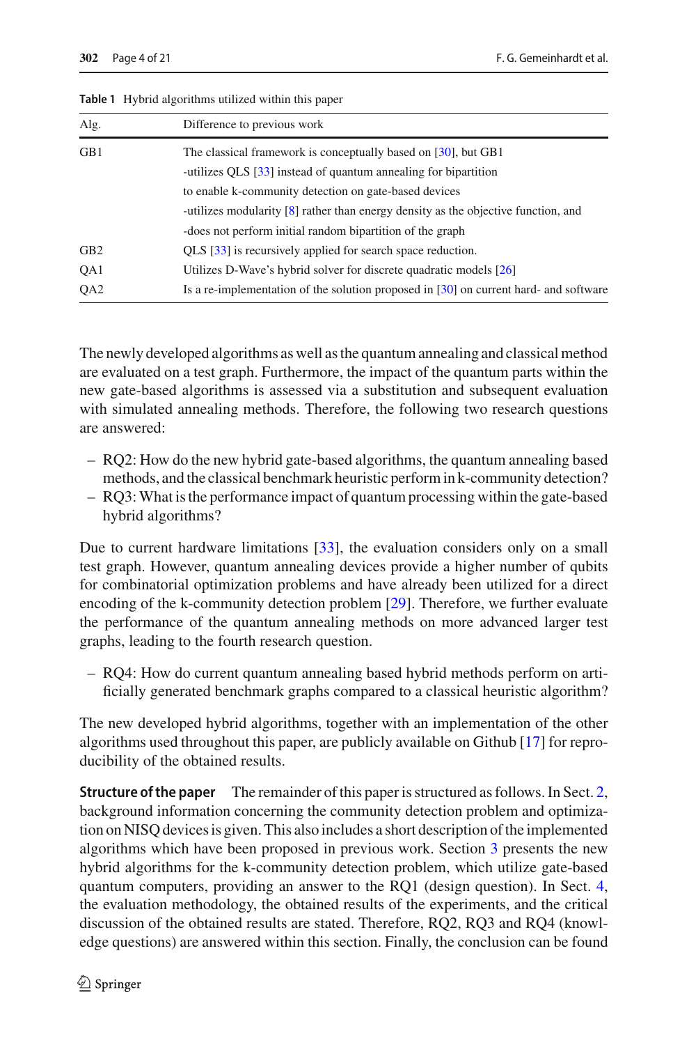**Table 1** Hybrid algorithms utilized within this paper

| Alg. | Difference to previous work |
|---|---|
| GB1 | The classical framework is conceptually based on [30], but GB1<br>-utilizes QLS [33] instead of quantum annealing for bipartition<br>to enable k-community detection on gate-based devices<br>-utilizes modularity [8] rather than energy density as the objective function, and<br>-does not perform initial random bipartition of the graph |
| GB2 | QLS [33] is recursively applied for search space reduction. |
| QA1 | Utilizes D-Wave's hybrid solver for discrete quadratic models [26] |
| QA2 | Is a re-implementation of the solution proposed in [30] on current hard- and software |

The newly developed algorithms as well as the quantum annealing and classical method are evaluated on a test graph. Furthermore, the impact of the quantum parts within the new gate-based algorithms is assessed via a substitution and subsequent evaluation with simulated annealing methods. Therefore, the following two research questions are answered:

- RQ2: How do the new hybrid gate-based algorithms, the quantum annealing based methods, and the classical benchmark heuristic perform in k-community detection?
- RQ3: What is the performance impact of quantum processing within the gate-based hybrid algorithms?

Due to current hardware limitations [33], the evaluation considers only on a small test graph. However, quantum annealing devices provide a higher number of qubits for combinatorial optimization problems and have already been utilized for a direct encoding of the k-community detection problem [29]. Therefore, we further evaluate the performance of the quantum annealing methods on more advanced larger test graphs, leading to the fourth research question.

- RQ4: How do current quantum annealing based hybrid methods perform on artificially generated benchmark graphs compared to a classical heuristic algorithm?

The new developed hybrid algorithms, together with an implementation of the other algorithms used throughout this paper, are publicly available on Github [17] for reproducibility of the obtained results.

**Structure of the paper** The remainder of this paper is structured as follows. In Sect. 2, background information concerning the community detection problem and optimization on NISQ devices is given. This also includes a short description of the implemented algorithms which have been proposed in previous work. Section 3 presents the new hybrid algorithms for the k-community detection problem, which utilize gate-based quantum computers, providing an answer to the RQ1 (design question). In Sect. 4, the evaluation methodology, the obtained results of the experiments, and the critical discussion of the obtained results are stated. Therefore, RQ2, RQ3 and RQ4 (knowledge questions) are answered within this section. Finally, the conclusion can be found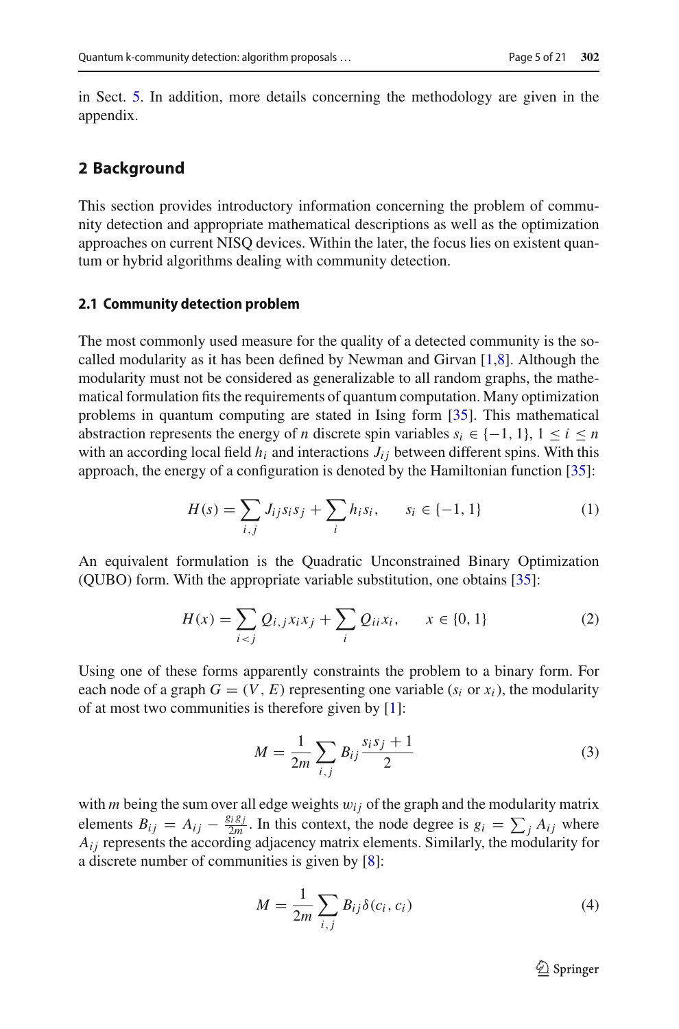in Sect. 5. In addition, more details concerning the methodology are given in the appendix.

## 2 Background

This section provides introductory information concerning the problem of community detection and appropriate mathematical descriptions as well as the optimization approaches on current NISQ devices. Within the later, the focus lies on existent quantum or hybrid algorithms dealing with community detection.

### 2.1 Community detection problem

The most commonly used measure for the quality of a detected community is the so-called modularity as it has been defined by Newman and Girvan [1,8]. Although the modularity must not be considered as generalizable to all random graphs, the mathematical formulation fits the requirements of quantum computation. Many optimization problems in quantum computing are stated in Ising form [35]. This mathematical abstraction represents the energy of $n$ discrete spin variables $s_i \in \{-1, 1\}$, $1 \leq i \leq n$ with an according local field $h_i$ and interactions $J_{ij}$ between different spins. With this approach, the energy of a configuration is denoted by the Hamiltonian function [35]:

$$H(s) = \sum_{i,j} J_{ij} s_i s_j + \sum_i h_i s_i, \qquad s_i \in \{-1, 1\} \tag{1}$$

An equivalent formulation is the Quadratic Unconstrained Binary Optimization (QUBO) form. With the appropriate variable substitution, one obtains [35]:

$$H(x) = \sum_{i<j} Q_{i,j} x_i x_j + \sum_i Q_{ii} x_i, \qquad x \in \{0, 1\} \tag{2}$$

Using one of these forms apparently constraints the problem to a binary form. For each node of a graph $G = (V, E)$ representing one variable ($s_i$ or $x_i$), the modularity of at most two communities is therefore given by [1]:

$$M = \frac{1}{2m} \sum_{i,j} B_{ij} \frac{s_i s_j + 1}{2} \tag{3}$$

with $m$ being the sum over all edge weights $w_{ij}$ of the graph and the modularity matrix elements $B_{ij} = A_{ij} - \frac{g_i g_j}{2m}$. In this context, the node degree is $g_i = \sum_j A_{ij}$ where $A_{ij}$ represents the according adjacency matrix elements. Similarly, the modularity for a discrete number of communities is given by [8]:

$$M = \frac{1}{2m} \sum_{i,j} B_{ij} \delta(c_i, c_i) \tag{4}$$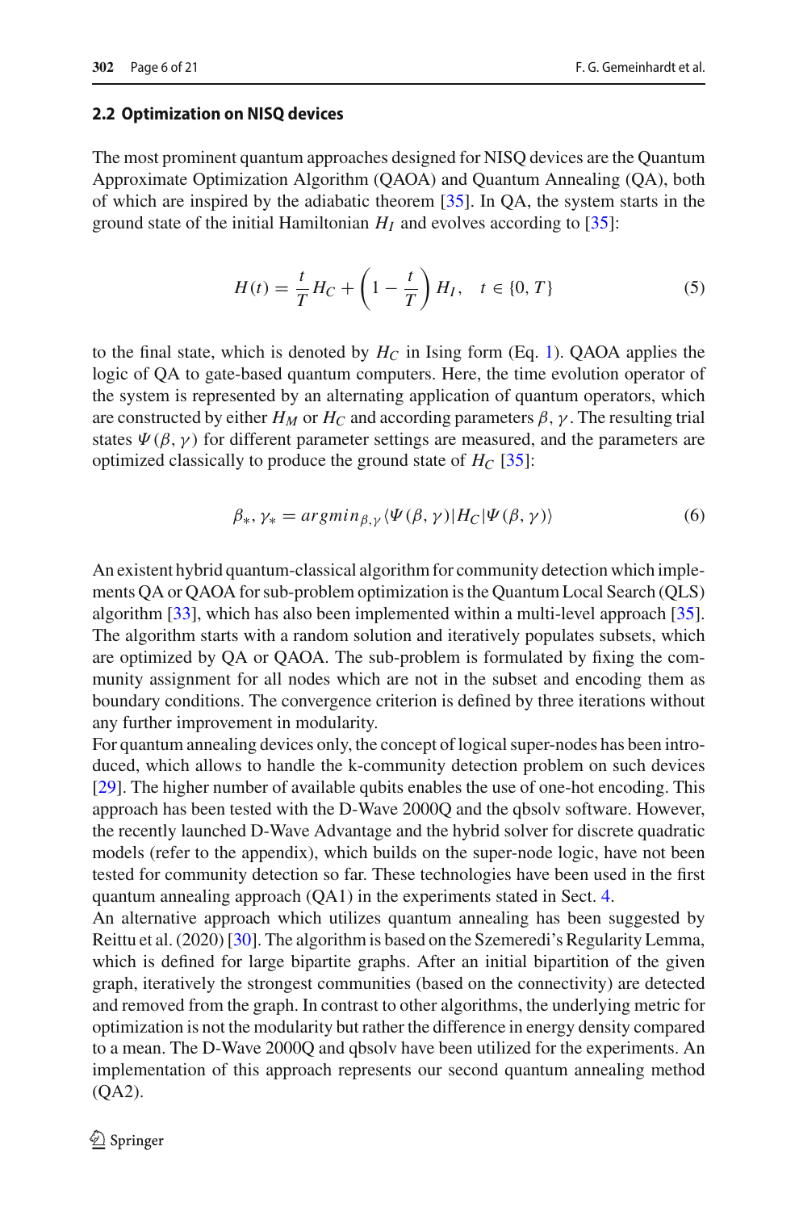### 2.2 Optimization on NISQ devices

The most prominent quantum approaches designed for NISQ devices are the Quantum Approximate Optimization Algorithm (QAOA) and Quantum Annealing (QA), both of which are inspired by the adiabatic theorem [35]. In QA, the system starts in the ground state of the initial Hamiltonian $H_I$ and evolves according to [35]:

$$H(t) = \frac{t}{T} H_C + \left(1 - \frac{t}{T}\right) H_I, \quad t \in \{0, T\} \tag{5}$$

to the final state, which is denoted by $H_C$ in Ising form (Eq. 1). QAOA applies the logic of QA to gate-based quantum computers. Here, the time evolution operator of the system is represented by an alternating application of quantum operators, which are constructed by either $H_M$ or $H_C$ and according parameters $\beta, \gamma$. The resulting trial states $\Psi(\beta, \gamma)$ for different parameter settings are measured, and the parameters are optimized classically to produce the ground state of $H_C$ [35]:

$$\beta_*, \gamma_* = argmin_{\beta,\gamma} \langle \Psi(\beta, \gamma) | H_C | \Psi(\beta, \gamma) \rangle \tag{6}$$

An existent hybrid quantum-classical algorithm for community detection which implements QA or QAOA for sub-problem optimization is the Quantum Local Search (QLS) algorithm [33], which has also been implemented within a multi-level approach [35]. The algorithm starts with a random solution and iteratively populates subsets, which are optimized by QA or QAOA. The sub-problem is formulated by fixing the community assignment for all nodes which are not in the subset and encoding them as boundary conditions. The convergence criterion is defined by three iterations without any further improvement in modularity.

For quantum annealing devices only, the concept of logical super-nodes has been introduced, which allows to handle the k-community detection problem on such devices [29]. The higher number of available qubits enables the use of one-hot encoding. This approach has been tested with the D-Wave 2000Q and the qbsolv software. However, the recently launched D-Wave Advantage and the hybrid solver for discrete quadratic models (refer to the appendix), which builds on the super-node logic, have not been tested for community detection so far. These technologies have been used in the first quantum annealing approach (QA1) in the experiments stated in Sect. 4.

An alternative approach which utilizes quantum annealing has been suggested by Reittu et al. (2020) [30]. The algorithm is based on the Szemeredi's Regularity Lemma, which is defined for large bipartite graphs. After an initial bipartition of the given graph, iteratively the strongest communities (based on the connectivity) are detected and removed from the graph. In contrast to other algorithms, the underlying metric for optimization is not the modularity but rather the difference in energy density compared to a mean. The D-Wave 2000Q and qbsolv have been utilized for the experiments. An implementation of this approach represents our second quantum annealing method (QA2).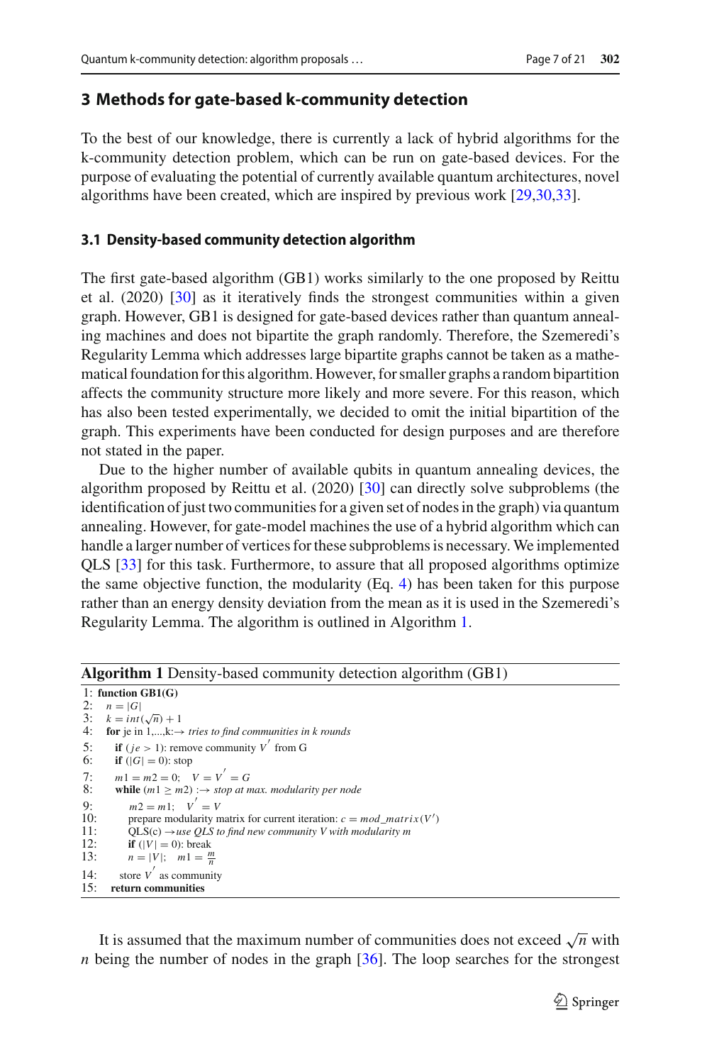## 3 Methods for gate-based k-community detection

To the best of our knowledge, there is currently a lack of hybrid algorithms for the k-community detection problem, which can be run on gate-based devices. For the purpose of evaluating the potential of currently available quantum architectures, novel algorithms have been created, which are inspired by previous work [29,30,33].

### 3.1 Density-based community detection algorithm

The first gate-based algorithm (GB1) works similarly to the one proposed by Reittu et al. (2020) [30] as it iteratively finds the strongest communities within a given graph. However, GB1 is designed for gate-based devices rather than quantum annealing machines and does not bipartite the graph randomly. Therefore, the Szemeredi's Regularity Lemma which addresses large bipartite graphs cannot be taken as a mathematical foundation for this algorithm. However, for smaller graphs a random bipartition affects the community structure more likely and more severe. For this reason, which has also been tested experimentally, we decided to omit the initial bipartition of the graph. This experiments have been conducted for design purposes and are therefore not stated in the paper.

Due to the higher number of available qubits in quantum annealing devices, the algorithm proposed by Reittu et al. (2020) [30] can directly solve subproblems (the identification of just two communities for a given set of nodes in the graph) via quantum annealing. However, for gate-model machines the use of a hybrid algorithm which can handle a larger number of vertices for these subproblems is necessary. We implemented QLS [33] for this task. Furthermore, to assure that all proposed algorithms optimize the same objective function, the modularity (Eq. 4) has been taken for this purpose rather than an energy density deviation from the mean as it is used in the Szemeredi's Regularity Lemma. The algorithm is outlined in Algorithm 1.

**Algorithm 1** Density-based community detection algorithm (GB1)

```
1:  function GB1(G)
2:    n = |G|
3:    k = int(√n) + 1
4:    for je in 1,...,k:→ tries to find communities in k rounds
5:      if (je > 1): remove community V' from G
6:      if (|G| = 0): stop
7:      m1 = m2 = 0;   V = V' = G
8:      while (m1 ≥ m2) :→ stop at max. modularity per node
9:        m2 = m1;   V' = V
10:       prepare modularity matrix for current iteration: c = mod_matrix(V')
11:       QLS(c) →use QLS to find new community V with modularity m
12:       if (|V| = 0): break
13:       n = |V|;   m1 = m/n
14:     store V' as community
15:   return communities
```

It is assumed that the maximum number of communities does not exceed $\sqrt{n}$ with $n$ being the number of nodes in the graph [36]. The loop searches for the strongest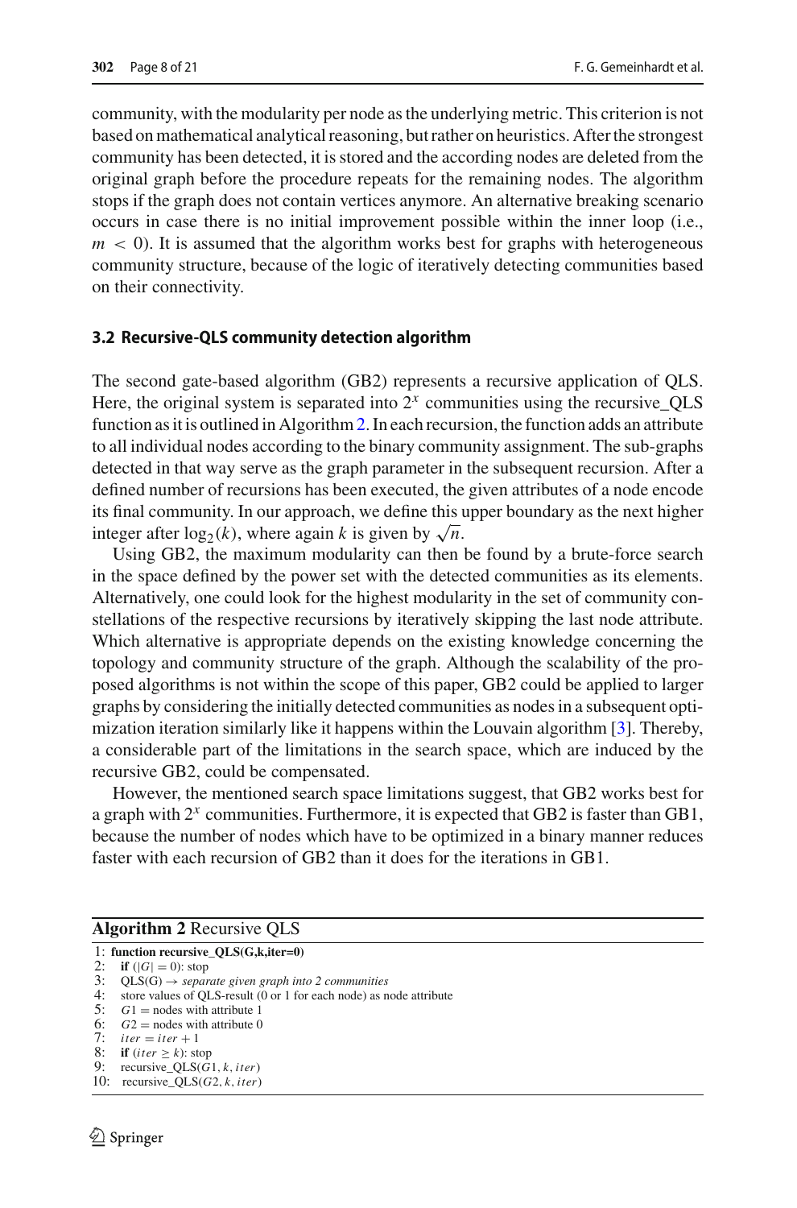community, with the modularity per node as the underlying metric. This criterion is not based on mathematical analytical reasoning, but rather on heuristics. After the strongest community has been detected, it is stored and the according nodes are deleted from the original graph before the procedure repeats for the remaining nodes. The algorithm stops if the graph does not contain vertices anymore. An alternative breaking scenario occurs in case there is no initial improvement possible within the inner loop (i.e., $m < 0$). It is assumed that the algorithm works best for graphs with heterogeneous community structure, because of the logic of iteratively detecting communities based on their connectivity.

### 3.2 Recursive-QLS community detection algorithm

The second gate-based algorithm (GB2) represents a recursive application of QLS. Here, the original system is separated into $2^x$ communities using the recursive_QLS function as it is outlined in Algorithm 2. In each recursion, the function adds an attribute to all individual nodes according to the binary community assignment. The sub-graphs detected in that way serve as the graph parameter in the subsequent recursion. After a defined number of recursions has been executed, the given attributes of a node encode its final community. In our approach, we define this upper boundary as the next higher integer after $\log_2(k)$, where again $k$ is given by $\sqrt{n}$.

Using GB2, the maximum modularity can then be found by a brute-force search in the space defined by the power set with the detected communities as its elements. Alternatively, one could look for the highest modularity in the set of community constellations of the respective recursions by iteratively skipping the last node attribute. Which alternative is appropriate depends on the existing knowledge concerning the topology and community structure of the graph. Although the scalability of the proposed algorithms is not within the scope of this paper, GB2 could be applied to larger graphs by considering the initially detected communities as nodes in a subsequent optimization iteration similarly like it happens within the Louvain algorithm [3]. Thereby, a considerable part of the limitations in the search space, which are induced by the recursive GB2, could be compensated.

However, the mentioned search space limitations suggest, that GB2 works best for a graph with $2^x$ communities. Furthermore, it is expected that GB2 is faster than GB1, because the number of nodes which have to be optimized in a binary manner reduces faster with each recursion of GB2 than it does for the iterations in GB1.

**Algorithm 2** Recursive QLS

```
1:  function recursive_QLS(G,k,iter=0)
2:    if (|G| = 0): stop
3:    QLS(G) → separate given graph into 2 communities
4:    store values of QLS-result (0 or 1 for each node) as node attribute
5:    G1 = nodes with attribute 1
6:    G2 = nodes with attribute 0
7:    iter = iter + 1
8:    if (iter ≥ k): stop
9:    recursive_QLS(G1, k, iter)
10:   recursive_QLS(G2, k, iter)
```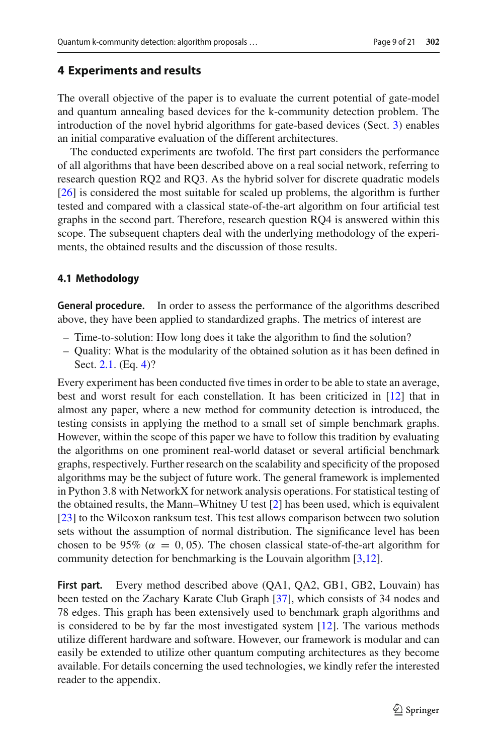## 4 Experiments and results

The overall objective of the paper is to evaluate the current potential of gate-model and quantum annealing based devices for the k-community detection problem. The introduction of the novel hybrid algorithms for gate-based devices (Sect. 3) enables an initial comparative evaluation of the different architectures.

The conducted experiments are twofold. The first part considers the performance of all algorithms that have been described above on a real social network, referring to research question RQ2 and RQ3. As the hybrid solver for discrete quadratic models [26] is considered the most suitable for scaled up problems, the algorithm is further tested and compared with a classical state-of-the-art algorithm on four artificial test graphs in the second part. Therefore, research question RQ4 is answered within this scope. The subsequent chapters deal with the underlying methodology of the experiments, the obtained results and the discussion of those results.

### 4.1 Methodology

**General procedure.** In order to assess the performance of the algorithms described above, they have been applied to standardized graphs. The metrics of interest are

- Time-to-solution: How long does it take the algorithm to find the solution?
- Quality: What is the modularity of the obtained solution as it has been defined in Sect. 2.1. (Eq. 4)?

Every experiment has been conducted five times in order to be able to state an average, best and worst result for each constellation. It has been criticized in [12] that in almost any paper, where a new method for community detection is introduced, the testing consists in applying the method to a small set of simple benchmark graphs. However, within the scope of this paper we have to follow this tradition by evaluating the algorithms on one prominent real-world dataset or several artificial benchmark graphs, respectively. Further research on the scalability and specificity of the proposed algorithms may be the subject of future work. The general framework is implemented in Python 3.8 with NetworkX for network analysis operations. For statistical testing of the obtained results, the Mann–Whitney U test [2] has been used, which is equivalent [23] to the Wilcoxon ranksum test. This test allows comparison between two solution sets without the assumption of normal distribution. The significance level has been chosen to be 95% ($\alpha = 0,05$). The chosen classical state-of-the-art algorithm for community detection for benchmarking is the Louvain algorithm [3,12].

**First part.** Every method described above (QA1, QA2, GB1, GB2, Louvain) has been tested on the Zachary Karate Club Graph [37], which consists of 34 nodes and 78 edges. This graph has been extensively used to benchmark graph algorithms and is considered to be by far the most investigated system [12]. The various methods utilize different hardware and software. However, our framework is modular and can easily be extended to utilize other quantum computing architectures as they become available. For details concerning the used technologies, we kindly refer the interested reader to the appendix.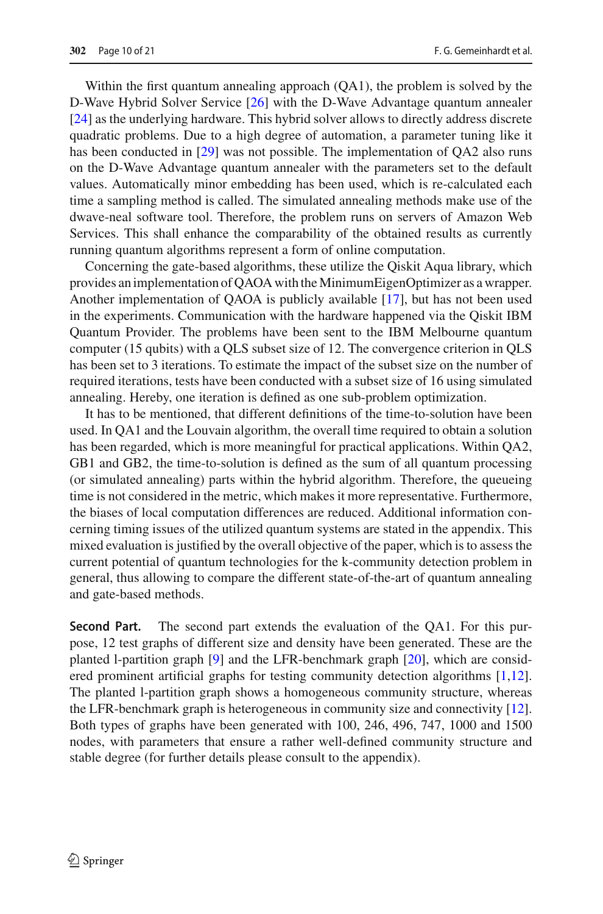Within the first quantum annealing approach (QA1), the problem is solved by the D-Wave Hybrid Solver Service [26] with the D-Wave Advantage quantum annealer [24] as the underlying hardware. This hybrid solver allows to directly address discrete quadratic problems. Due to a high degree of automation, a parameter tuning like it has been conducted in [29] was not possible. The implementation of QA2 also runs on the D-Wave Advantage quantum annealer with the parameters set to the default values. Automatically minor embedding has been used, which is re-calculated each time a sampling method is called. The simulated annealing methods make use of the dwave-neal software tool. Therefore, the problem runs on servers of Amazon Web Services. This shall enhance the comparability of the obtained results as currently running quantum algorithms represent a form of online computation.

Concerning the gate-based algorithms, these utilize the Qiskit Aqua library, which provides an implementation of QAOA with the MinimumEigenOptimizer as a wrapper. Another implementation of QAOA is publicly available [17], but has not been used in the experiments. Communication with the hardware happened via the Qiskit IBM Quantum Provider. The problems have been sent to the IBM Melbourne quantum computer (15 qubits) with a QLS subset size of 12. The convergence criterion in QLS has been set to 3 iterations. To estimate the impact of the subset size on the number of required iterations, tests have been conducted with a subset size of 16 using simulated annealing. Hereby, one iteration is defined as one sub-problem optimization.

It has to be mentioned, that different definitions of the time-to-solution have been used. In QA1 and the Louvain algorithm, the overall time required to obtain a solution has been regarded, which is more meaningful for practical applications. Within QA2, GB1 and GB2, the time-to-solution is defined as the sum of all quantum processing (or simulated annealing) parts within the hybrid algorithm. Therefore, the queueing time is not considered in the metric, which makes it more representative. Furthermore, the biases of local computation differences are reduced. Additional information concerning timing issues of the utilized quantum systems are stated in the appendix. This mixed evaluation is justified by the overall objective of the paper, which is to assess the current potential of quantum technologies for the k-community detection problem in general, thus allowing to compare the different state-of-the-art of quantum annealing and gate-based methods.

**Second Part.** The second part extends the evaluation of the QA1. For this purpose, 12 test graphs of different size and density have been generated. These are the planted l-partition graph [9] and the LFR-benchmark graph [20], which are considered prominent artificial graphs for testing community detection algorithms [1,12]. The planted l-partition graph shows a homogeneous community structure, whereas the LFR-benchmark graph is heterogeneous in community size and connectivity [12]. Both types of graphs have been generated with 100, 246, 496, 747, 1000 and 1500 nodes, with parameters that ensure a rather well-defined community structure and stable degree (for further details please consult to the appendix).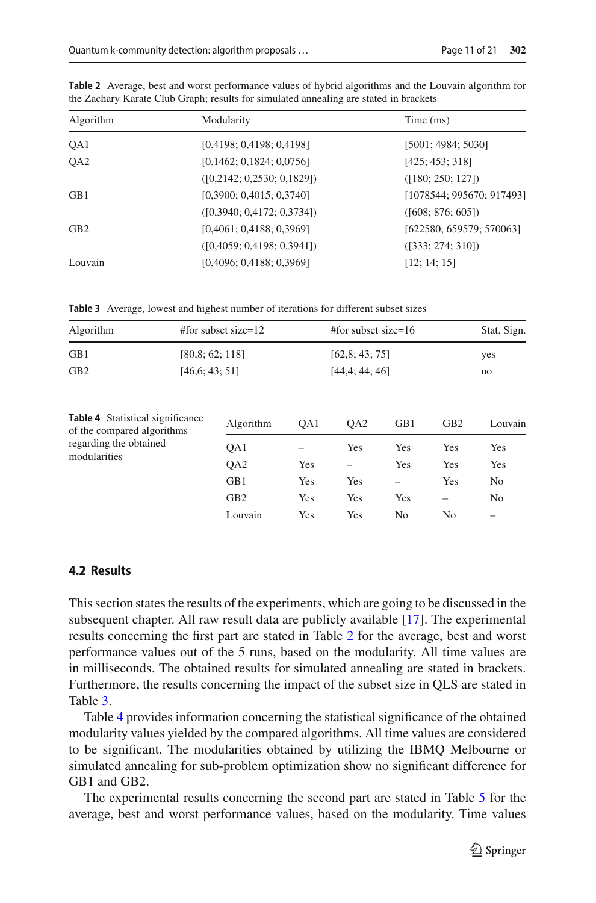**Table 2** Average, best and worst performance values of hybrid algorithms and the Louvain algorithm for the Zachary Karate Club Graph; results for simulated annealing are stated in brackets

| Algorithm | Modularity | Time (ms) |
|---|---|---|
| QA1 | [0,4198; 0,4198; 0,4198] | [5001; 4984; 5030] |
| QA2 | [0,1462; 0,1824; 0,0756] | [425; 453; 318] |
| | ([0,2142; 0,2530; 0,1829]) | ([180; 250; 127]) |
| GB1 | [0,3900; 0,4015; 0,3740] | [1078544; 995670; 917493] |
| | ([0,3940; 0,4172; 0,3734]) | ([608; 876; 605]) |
| GB2 | [0,4061; 0,4188; 0,3969] | [622580; 659579; 570063] |
| | ([0,4059; 0,4198; 0,3941]) | ([333; 274; 310]) |
| Louvain | [0,4096; 0,4188; 0,3969] | [12; 14; 15] |

**Table 3** Average, lowest and highest number of iterations for different subset sizes

| Algorithm | #for subset size=12 | #for subset size=16 | Stat. Sign. |
|---|---|---|---|
| GB1 | [80,8; 62; 118] | [62,8; 43; 75] | yes |
| GB2 | [46,6; 43; 51] | [44,4; 44; 46] | no |

**Table 4** Statistical significance of the compared algorithms regarding the obtained modularities

| Algorithm | QA1 | QA2 | GB1 | GB2 | Louvain |
|---|---|---|---|---|---|
| QA1 | – | Yes | Yes | Yes | Yes |
| QA2 | Yes | – | Yes | Yes | Yes |
| GB1 | Yes | Yes | – | Yes | No |
| GB2 | Yes | Yes | Yes | – | No |
| Louvain | Yes | Yes | No | No | – |

### 4.2 Results

This section states the results of the experiments, which are going to be discussed in the subsequent chapter. All raw result data are publicly available [17]. The experimental results concerning the first part are stated in Table 2 for the average, best and worst performance values out of the 5 runs, based on the modularity. All time values are in milliseconds. The obtained results for simulated annealing are stated in brackets. Furthermore, the results concerning the impact of the subset size in QLS are stated in Table 3.

Table 4 provides information concerning the statistical significance of the obtained modularity values yielded by the compared algorithms. All time values are considered to be significant. The modularities obtained by utilizing the IBMQ Melbourne or simulated annealing for sub-problem optimization show no significant difference for GB1 and GB2.

The experimental results concerning the second part are stated in Table 5 for the average, best and worst performance values, based on the modularity. Time values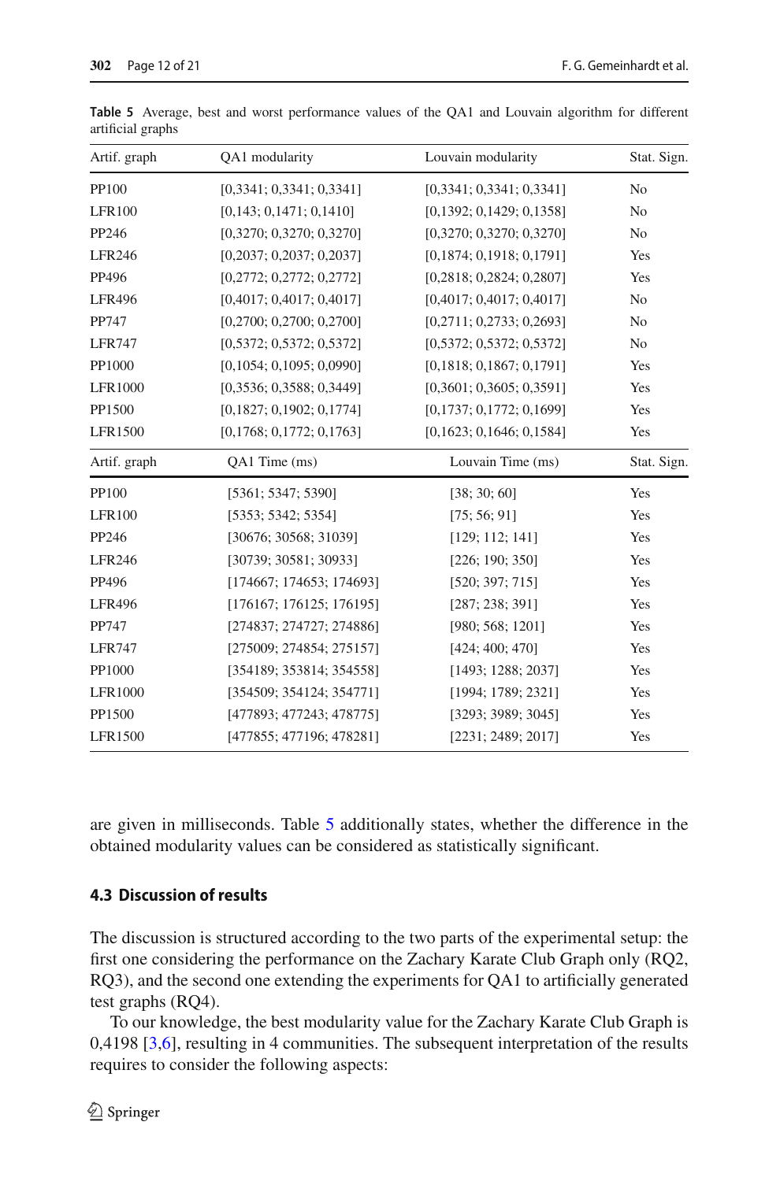**Table 5** Average, best and worst performance values of the QA1 and Louvain algorithm for different artificial graphs

| Artif. graph | QA1 modularity | Louvain modularity | Stat. Sign. |
|---|---|---|---|
| PP100 | [0,3341; 0,3341; 0,3341] | [0,3341; 0,3341; 0,3341] | No |
| LFR100 | [0,143; 0,1471; 0,1410] | [0,1392; 0,1429; 0,1358] | No |
| PP246 | [0,3270; 0,3270; 0,3270] | [0,3270; 0,3270; 0,3270] | No |
| LFR246 | [0,2037; 0,2037; 0,2037] | [0,1874; 0,1918; 0,1791] | Yes |
| PP496 | [0,2772; 0,2772; 0,2772] | [0,2818; 0,2824; 0,2807] | Yes |
| LFR496 | [0,4017; 0,4017; 0,4017] | [0,4017; 0,4017; 0,4017] | No |
| PP747 | [0,2700; 0,2700; 0,2700] | [0,2711; 0,2733; 0,2693] | No |
| LFR747 | [0,5372; 0,5372; 0,5372] | [0,5372; 0,5372; 0,5372] | No |
| PP1000 | [0,1054; 0,1095; 0,0990] | [0,1818; 0,1867; 0,1791] | Yes |
| LFR1000 | [0,3536; 0,3588; 0,3449] | [0,3601; 0,3605; 0,3591] | Yes |
| PP1500 | [0,1827; 0,1902; 0,1774] | [0,1737; 0,1772; 0,1699] | Yes |
| LFR1500 | [0,1768; 0,1772; 0,1763] | [0,1623; 0,1646; 0,1584] | Yes |
| **Artif. graph** | **QA1 Time (ms)** | **Louvain Time (ms)** | **Stat. Sign.** |
| PP100 | [5361; 5347; 5390] | [38; 30; 60] | Yes |
| LFR100 | [5353; 5342; 5354] | [75; 56; 91] | Yes |
| PP246 | [30676; 30568; 31039] | [129; 112; 141] | Yes |
| LFR246 | [30739; 30581; 30933] | [226; 190; 350] | Yes |
| PP496 | [174667; 174653; 174693] | [520; 397; 715] | Yes |
| LFR496 | [176167; 176125; 176195] | [287; 238; 391] | Yes |
| PP747 | [274837; 274727; 274886] | [980; 568; 1201] | Yes |
| LFR747 | [275009; 274854; 275157] | [424; 400; 470] | Yes |
| PP1000 | [354189; 353814; 354558] | [1493; 1288; 2037] | Yes |
| LFR1000 | [354509; 354124; 354771] | [1994; 1789; 2321] | Yes |
| PP1500 | [477893; 477243; 478775] | [3293; 3989; 3045] | Yes |
| LFR1500 | [477855; 477196; 478281] | [2231; 2489; 2017] | Yes |

are given in milliseconds. Table 5 additionally states, whether the difference in the obtained modularity values can be considered as statistically significant.

### 4.3 Discussion of results

The discussion is structured according to the two parts of the experimental setup: the first one considering the performance on the Zachary Karate Club Graph only (RQ2, RQ3), and the second one extending the experiments for QA1 to artificially generated test graphs (RQ4).

To our knowledge, the best modularity value for the Zachary Karate Club Graph is 0,4198 [3,6], resulting in 4 communities. The subsequent interpretation of the results requires to consider the following aspects: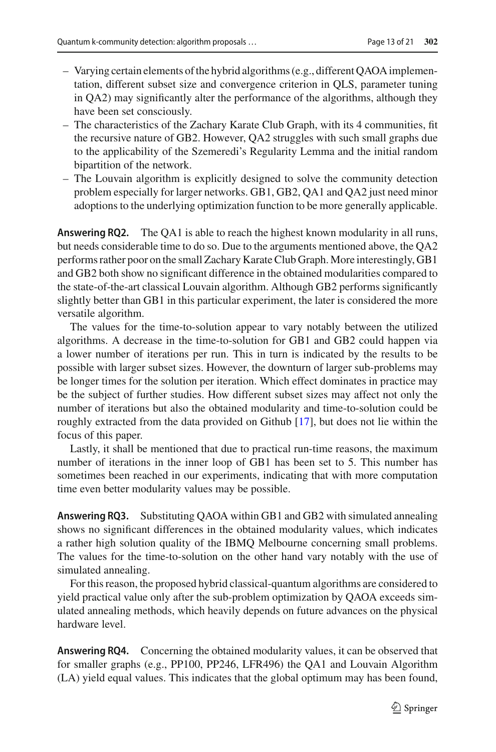- Varying certain elements of the hybrid algorithms (e.g., different QAOA implementation, different subset size and convergence criterion in QLS, parameter tuning in QA2) may significantly alter the performance of the algorithms, although they have been set consciously.
- The characteristics of the Zachary Karate Club Graph, with its 4 communities, fit the recursive nature of GB2. However, QA2 struggles with such small graphs due to the applicability of the Szemeredi's Regularity Lemma and the initial random bipartition of the network.
- The Louvain algorithm is explicitly designed to solve the community detection problem especially for larger networks. GB1, GB2, QA1 and QA2 just need minor adoptions to the underlying optimization function to be more generally applicable.

**Answering RQ2.** The QA1 is able to reach the highest known modularity in all runs, but needs considerable time to do so. Due to the arguments mentioned above, the QA2 performs rather poor on the small Zachary Karate Club Graph. More interestingly, GB1 and GB2 both show no significant difference in the obtained modularities compared to the state-of-the-art classical Louvain algorithm. Although GB2 performs significantly slightly better than GB1 in this particular experiment, the later is considered the more versatile algorithm.

The values for the time-to-solution appear to vary notably between the utilized algorithms. A decrease in the time-to-solution for GB1 and GB2 could happen via a lower number of iterations per run. This in turn is indicated by the results to be possible with larger subset sizes. However, the downturn of larger sub-problems may be longer times for the solution per iteration. Which effect dominates in practice may be the subject of further studies. How different subset sizes may affect not only the number of iterations but also the obtained modularity and time-to-solution could be roughly extracted from the data provided on Github [17], but does not lie within the focus of this paper.

Lastly, it shall be mentioned that due to practical run-time reasons, the maximum number of iterations in the inner loop of GB1 has been set to 5. This number has sometimes been reached in our experiments, indicating that with more computation time even better modularity values may be possible.

**Answering RQ3.** Substituting QAOA within GB1 and GB2 with simulated annealing shows no significant differences in the obtained modularity values, which indicates a rather high solution quality of the IBMQ Melbourne concerning small problems. The values for the time-to-solution on the other hand vary notably with the use of simulated annealing.

For this reason, the proposed hybrid classical-quantum algorithms are considered to yield practical value only after the sub-problem optimization by QAOA exceeds simulated annealing methods, which heavily depends on future advances on the physical hardware level.

**Answering RQ4.** Concerning the obtained modularity values, it can be observed that for smaller graphs (e.g., PP100, PP246, LFR496) the QA1 and Louvain Algorithm (LA) yield equal values. This indicates that the global optimum may has been found,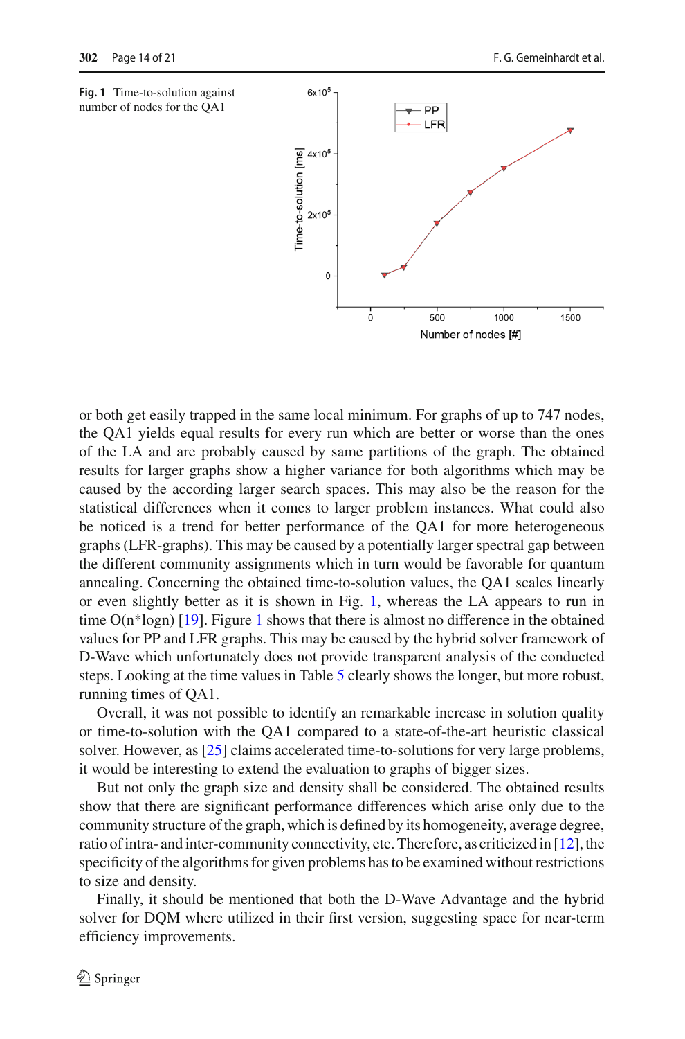**Fig. 1** Time-to-solution against number of nodes for the QA1

or both get easily trapped in the same local minimum. For graphs of up to 747 nodes, the QA1 yields equal results for every run which are better or worse than the ones of the LA and are probably caused by same partitions of the graph. The obtained results for larger graphs show a higher variance for both algorithms which may be caused by the according larger search spaces. This may also be the reason for the statistical differences when it comes to larger problem instances. What could also be noticed is a trend for better performance of the QA1 for more heterogeneous graphs (LFR-graphs). This may be caused by a potentially larger spectral gap between the different community assignments which in turn would be favorable for quantum annealing. Concerning the obtained time-to-solution values, the QA1 scales linearly or even slightly better as it is shown in Fig. 1, whereas the LA appears to run in time O(n*logn) [19]. Figure 1 shows that there is almost no difference in the obtained values for PP and LFR graphs. This may be caused by the hybrid solver framework of D-Wave which unfortunately does not provide transparent analysis of the conducted steps. Looking at the time values in Table 5 clearly shows the longer, but more robust, running times of QA1.

Overall, it was not possible to identify an remarkable increase in solution quality or time-to-solution with the QA1 compared to a state-of-the-art heuristic classical solver. However, as [25] claims accelerated time-to-solutions for very large problems, it would be interesting to extend the evaluation to graphs of bigger sizes.

But not only the graph size and density shall be considered. The obtained results show that there are significant performance differences which arise only due to the community structure of the graph, which is defined by its homogeneity, average degree, ratio of intra- and inter-community connectivity, etc. Therefore, as criticized in [12], the specificity of the algorithms for given problems has to be examined without restrictions to size and density.

Finally, it should be mentioned that both the D-Wave Advantage and the hybrid solver for DQM where utilized in their first version, suggesting space for near-term efficiency improvements.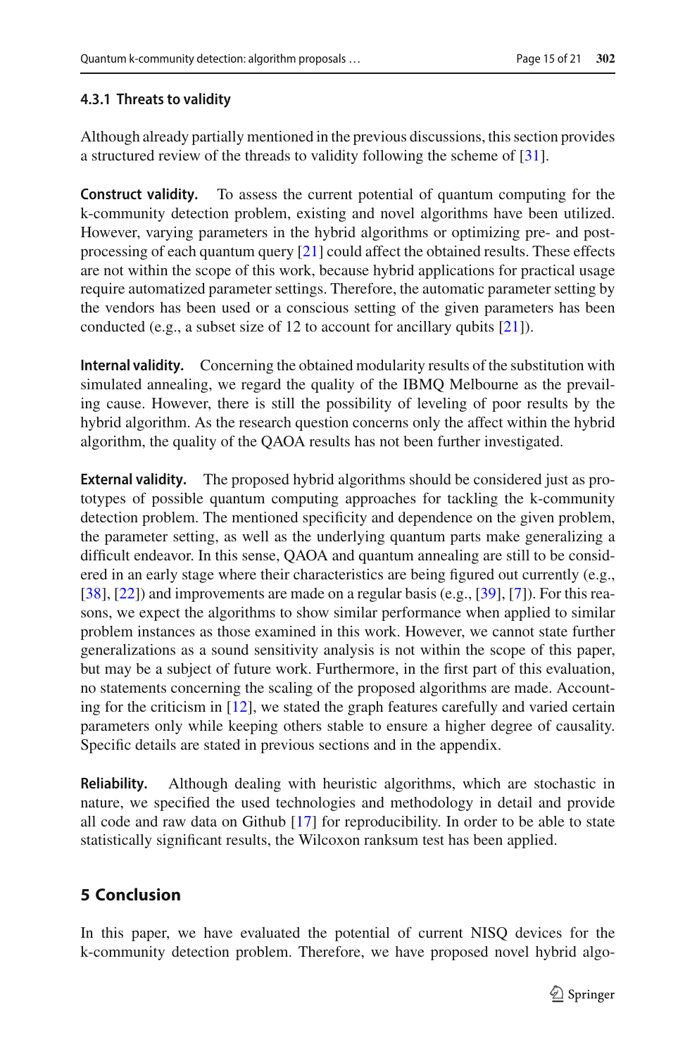#### 4.3.1 Threats to validity

Although already partially mentioned in the previous discussions, this section provides a structured review of the threads to validity following the scheme of [31].

**Construct validity.** To assess the current potential of quantum computing for the k-community detection problem, existing and novel algorithms have been utilized. However, varying parameters in the hybrid algorithms or optimizing pre- and post-processing of each quantum query [21] could affect the obtained results. These effects are not within the scope of this work, because hybrid applications for practical usage require automatized parameter settings. Therefore, the automatic parameter setting by the vendors has been used or a conscious setting of the given parameters has been conducted (e.g., a subset size of 12 to account for ancillary qubits [21]).

**Internal validity.** Concerning the obtained modularity results of the substitution with simulated annealing, we regard the quality of the IBMQ Melbourne as the prevailing cause. However, there is still the possibility of leveling of poor results by the hybrid algorithm. As the research question concerns only the affect within the hybrid algorithm, the quality of the QAOA results has not been further investigated.

**External validity.** The proposed hybrid algorithms should be considered just as prototypes of possible quantum computing approaches for tackling the k-community detection problem. The mentioned specificity and dependence on the given problem, the parameter setting, as well as the underlying quantum parts make generalizing a difficult endeavor. In this sense, QAOA and quantum annealing are still to be considered in an early stage where their characteristics are being figured out currently (e.g., [38], [22]) and improvements are made on a regular basis (e.g., [39], [7]). For this reasons, we expect the algorithms to show similar performance when applied to similar problem instances as those examined in this work. However, we cannot state further generalizations as a sound sensitivity analysis is not within the scope of this paper, but may be a subject of future work. Furthermore, in the first part of this evaluation, no statements concerning the scaling of the proposed algorithms are made. Accounting for the criticism in [12], we stated the graph features carefully and varied certain parameters only while keeping others stable to ensure a higher degree of causality. Specific details are stated in previous sections and in the appendix.

**Reliability.** Although dealing with heuristic algorithms, which are stochastic in nature, we specified the used technologies and methodology in detail and provide all code and raw data on Github [17] for reproducibility. In order to be able to state statistically significant results, the Wilcoxon ranksum test has been applied.

## 5 Conclusion

In this paper, we have evaluated the potential of current NISQ devices for the k-community detection problem. Therefore, we have proposed novel hybrid algo-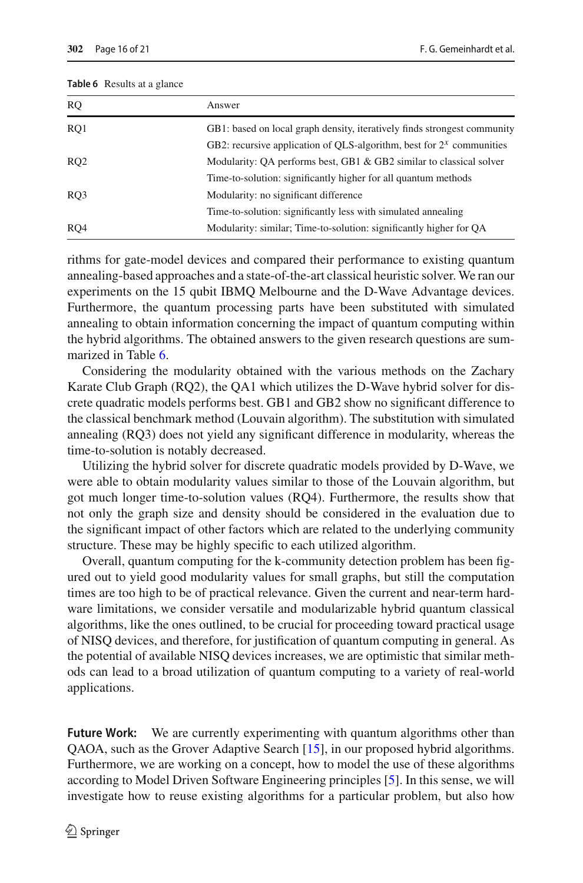**Table 6** Results at a glance

| RQ | Answer |
|---|---|
| RQ1 | GB1: based on local graph density, iteratively finds strongest community |
| | GB2: recursive application of QLS-algorithm, best for $2^x$ communities |
| RQ2 | Modularity: QA performs best, GB1 & GB2 similar to classical solver |
| | Time-to-solution: significantly higher for all quantum methods |
| RQ3 | Modularity: no significant difference |
| | Time-to-solution: significantly less with simulated annealing |
| RQ4 | Modularity: similar; Time-to-solution: significantly higher for QA |

rithms for gate-model devices and compared their performance to existing quantum annealing-based approaches and a state-of-the-art classical heuristic solver. We ran our experiments on the 15 qubit IBMQ Melbourne and the D-Wave Advantage devices. Furthermore, the quantum processing parts have been substituted with simulated annealing to obtain information concerning the impact of quantum computing within the hybrid algorithms. The obtained answers to the given research questions are summarized in Table 6.

Considering the modularity obtained with the various methods on the Zachary Karate Club Graph (RQ2), the QA1 which utilizes the D-Wave hybrid solver for discrete quadratic models performs best. GB1 and GB2 show no significant difference to the classical benchmark method (Louvain algorithm). The substitution with simulated annealing (RQ3) does not yield any significant difference in modularity, whereas the time-to-solution is notably decreased.

Utilizing the hybrid solver for discrete quadratic models provided by D-Wave, we were able to obtain modularity values similar to those of the Louvain algorithm, but got much longer time-to-solution values (RQ4). Furthermore, the results show that not only the graph size and density should be considered in the evaluation due to the significant impact of other factors which are related to the underlying community structure. These may be highly specific to each utilized algorithm.

Overall, quantum computing for the k-community detection problem has been figured out to yield good modularity values for small graphs, but still the computation times are too high to be of practical relevance. Given the current and near-term hardware limitations, we consider versatile and modularizable hybrid quantum classical algorithms, like the ones outlined, to be crucial for proceeding toward practical usage of NISQ devices, and therefore, for justification of quantum computing in general. As the potential of available NISQ devices increases, we are optimistic that similar methods can lead to a broad utilization of quantum computing to a variety of real-world applications.

**Future Work:** We are currently experimenting with quantum algorithms other than QAOA, such as the Grover Adaptive Search [15], in our proposed hybrid algorithms. Furthermore, we are working on a concept, how to model the use of these algorithms according to Model Driven Software Engineering principles [5]. In this sense, we will investigate how to reuse existing algorithms for a particular problem, but also how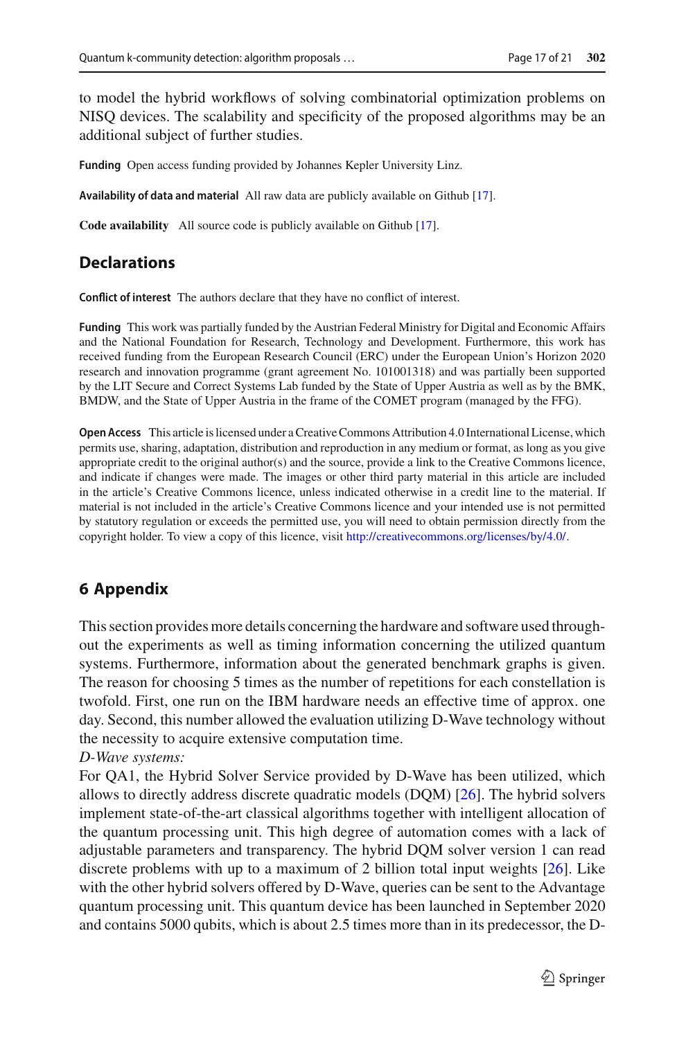to model the hybrid workflows of solving combinatorial optimization problems on NISQ devices. The scalability and specificity of the proposed algorithms may be an additional subject of further studies.

**Funding** Open access funding provided by Johannes Kepler University Linz.

**Availability of data and material** All raw data are publicly available on Github [17].

**Code availability** All source code is publicly available on Github [17].

## Declarations

**Conflict of interest** The authors declare that they have no conflict of interest.

**Funding** This work was partially funded by the Austrian Federal Ministry for Digital and Economic Affairs and the National Foundation for Research, Technology and Development. Furthermore, this work has received funding from the European Research Council (ERC) under the European Union's Horizon 2020 research and innovation programme (grant agreement No. 101001318) and was partially been supported by the LIT Secure and Correct Systems Lab funded by the State of Upper Austria as well as by the BMK, BMDW, and the State of Upper Austria in the frame of the COMET program (managed by the FFG).

**Open Access** This article is licensed under a Creative Commons Attribution 4.0 International License, which permits use, sharing, adaptation, distribution and reproduction in any medium or format, as long as you give appropriate credit to the original author(s) and the source, provide a link to the Creative Commons licence, and indicate if changes were made. The images or other third party material in this article are included in the article's Creative Commons licence, unless indicated otherwise in a credit line to the material. If material is not included in the article's Creative Commons licence and your intended use is not permitted by statutory regulation or exceeds the permitted use, you will need to obtain permission directly from the copyright holder. To view a copy of this licence, visit http://creativecommons.org/licenses/by/4.0/.

## 6 Appendix

This section provides more details concerning the hardware and software used throughout the experiments as well as timing information concerning the utilized quantum systems. Furthermore, information about the generated benchmark graphs is given. The reason for choosing 5 times as the number of repetitions for each constellation is twofold. First, one run on the IBM hardware needs an effective time of approx. one day. Second, this number allowed the evaluation utilizing D-Wave technology without the necessity to acquire extensive computation time.

*D-Wave systems:*

For QA1, the Hybrid Solver Service provided by D-Wave has been utilized, which allows to directly address discrete quadratic models (DQM) [26]. The hybrid solvers implement state-of-the-art classical algorithms together with intelligent allocation of the quantum processing unit. This high degree of automation comes with a lack of adjustable parameters and transparency. The hybrid DQM solver version 1 can read discrete problems with up to a maximum of 2 billion total input weights [26]. Like with the other hybrid solvers offered by D-Wave, queries can be sent to the Advantage quantum processing unit. This quantum device has been launched in September 2020 and contains 5000 qubits, which is about 2.5 times more than in its predecessor, the D-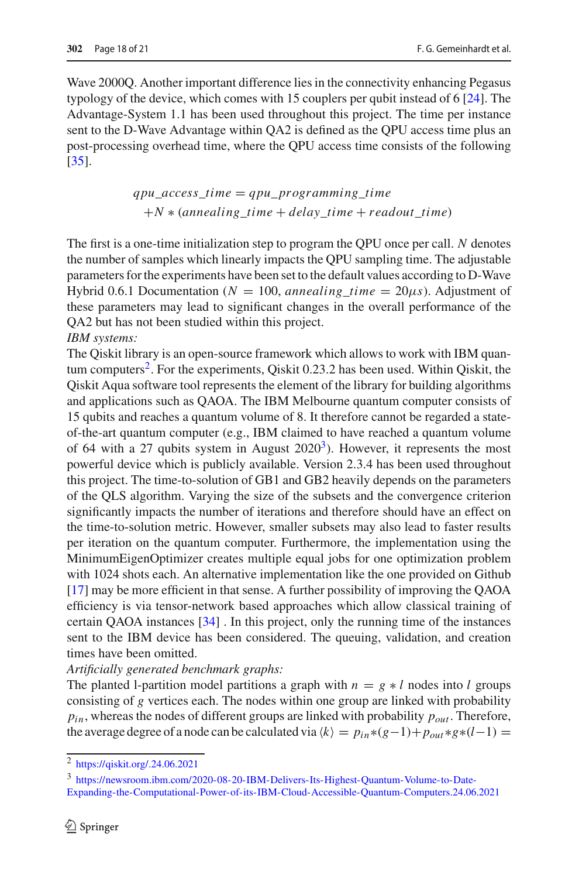Wave 2000Q. Another important difference lies in the connectivity enhancing Pegasus typology of the device, which comes with 15 couplers per qubit instead of 6 [24]. The Advantage-System 1.1 has been used throughout this project. The time per instance sent to the D-Wave Advantage within QA2 is defined as the QPU access time plus an post-processing overhead time, where the QPU access time consists of the following [35].

$$qpu\_access\_time = qpu\_programming\_time$$
$$+N * (annealing\_time + delay\_time + readout\_time)$$

The first is a one-time initialization step to program the QPU once per call. $N$ denotes the number of samples which linearly impacts the QPU sampling time. The adjustable parameters for the experiments have been set to the default values according to D-Wave Hybrid 0.6.1 Documentation ($N = 100$, $annealing\_time = 20\mu s$). Adjustment of these parameters may lead to significant changes in the overall performance of the QA2 but has not been studied within this project.

*IBM systems:*

The Qiskit library is an open-source framework which allows to work with IBM quantum computers[2]. For the experiments, Qiskit 0.23.2 has been used. Within Qiskit, the Qiskit Aqua software tool represents the element of the library for building algorithms and applications such as QAOA. The IBM Melbourne quantum computer consists of 15 qubits and reaches a quantum volume of 8. It therefore cannot be regarded a state-of-the-art quantum computer (e.g., IBM claimed to have reached a quantum volume of 64 with a 27 qubits system in August 2020[3]). However, it represents the most powerful device which is publicly available. Version 2.3.4 has been used throughout this project. The time-to-solution of GB1 and GB2 heavily depends on the parameters of the QLS algorithm. Varying the size of the subsets and the convergence criterion significantly impacts the number of iterations and therefore should have an effect on the time-to-solution metric. However, smaller subsets may also lead to faster results per iteration on the quantum computer. Furthermore, the implementation using the MinimumEigenOptimizer creates multiple equal jobs for one optimization problem with 1024 shots each. An alternative implementation like the one provided on Github [17] may be more efficient in that sense. A further possibility of improving the QAOA efficiency is via tensor-network based approaches which allow classical training of certain QAOA instances [34] . In this project, only the running time of the instances sent to the IBM device has been considered. The queuing, validation, and creation times have been omitted.

*Artificially generated benchmark graphs:*

The planted l-partition model partitions a graph with $n = g * l$ nodes into $l$ groups consisting of $g$ vertices each. The nodes within one group are linked with probability $p_{in}$, whereas the nodes of different groups are linked with probability $p_{out}$. Therefore, the average degree of a node can be calculated via $\langle k \rangle = p_{in} * (g-1) + p_{out} * g * (l-1) =$

---

[2] https://qiskit.org/.24.06.2021

[3] https://newsroom.ibm.com/2020-08-20-IBM-Delivers-Its-Highest-Quantum-Volume-to-Date-Expanding-the-Computational-Power-of-its-IBM-Cloud-Accessible-Quantum-Computers.24.06.2021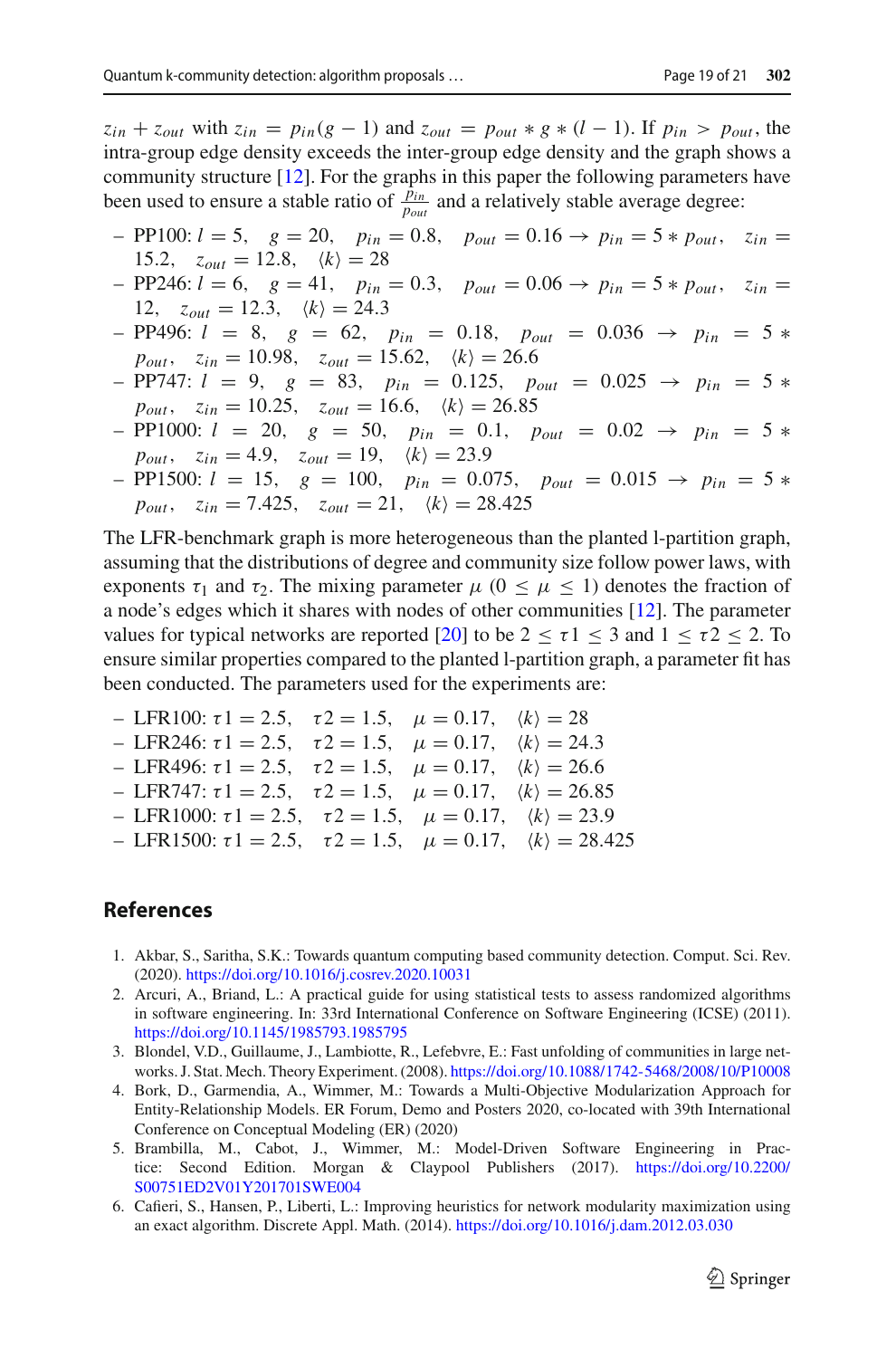$z_{in} + z_{out}$ with $z_{in} = p_{in}(g-1)$ and $z_{out} = p_{out} * g * (l-1)$. If $p_{in} > p_{out}$, the intra-group edge density exceeds the inter-group edge density and the graph shows a community structure [12]. For the graphs in this paper the following parameters have been used to ensure a stable ratio of $\frac{p_{in}}{p_{out}}$ and a relatively stable average degree:

- PP100: $l = 5, \quad g = 20, \quad p_{in} = 0.8, \quad p_{out} = 0.16 \rightarrow p_{in} = 5 * p_{out}, \quad z_{in} = 15.2, \quad z_{out} = 12.8, \quad \langle k \rangle = 28$
- PP246: $l = 6, \quad g = 41, \quad p_{in} = 0.3, \quad p_{out} = 0.06 \rightarrow p_{in} = 5 * p_{out}, \quad z_{in} = 12, \quad z_{out} = 12.3, \quad \langle k \rangle = 24.3$
- PP496: $l = 8, \quad g = 62, \quad p_{in} = 0.18, \quad p_{out} = 0.036 \rightarrow p_{in} = 5 * p_{out}, \quad z_{in} = 10.98, \quad z_{out} = 15.62, \quad \langle k \rangle = 26.6$
- PP747: $l = 9, \quad g = 83, \quad p_{in} = 0.125, \quad p_{out} = 0.025 \rightarrow p_{in} = 5 * p_{out}, \quad z_{in} = 10.25, \quad z_{out} = 16.6, \quad \langle k \rangle = 26.85$
- PP1000: $l = 20, \quad g = 50, \quad p_{in} = 0.1, \quad p_{out} = 0.02 \rightarrow p_{in} = 5 * p_{out}, \quad z_{in} = 4.9, \quad z_{out} = 19, \quad \langle k \rangle = 23.9$
- PP1500: $l = 15, \quad g = 100, \quad p_{in} = 0.075, \quad p_{out} = 0.015 \rightarrow p_{in} = 5 * p_{out}, \quad z_{in} = 7.425, \quad z_{out} = 21, \quad \langle k \rangle = 28.425$

The LFR-benchmark graph is more heterogeneous than the planted l-partition graph, assuming that the distributions of degree and community size follow power laws, with exponents $\tau_1$ and $\tau_2$. The mixing parameter $\mu$ $(0 \leq \mu \leq 1)$ denotes the fraction of a node's edges which it shares with nodes of other communities [12]. The parameter values for typical networks are reported [20] to be $2 \leq \tau 1 \leq 3$ and $1 \leq \tau 2 \leq 2$. To ensure similar properties compared to the planted l-partition graph, a parameter fit has been conducted. The parameters used for the experiments are:

- LFR100: $\tau 1 = 2.5, \quad \tau 2 = 1.5, \quad \mu = 0.17, \quad \langle k \rangle = 28$
- LFR246: $\tau 1 = 2.5, \quad \tau 2 = 1.5, \quad \mu = 0.17, \quad \langle k \rangle = 24.3$
- LFR496: $\tau 1 = 2.5, \quad \tau 2 = 1.5, \quad \mu = 0.17, \quad \langle k \rangle = 26.6$
- LFR747: $\tau 1 = 2.5, \quad \tau 2 = 1.5, \quad \mu = 0.17, \quad \langle k \rangle = 26.85$
- LFR1000: $\tau 1 = 2.5, \quad \tau 2 = 1.5, \quad \mu = 0.17, \quad \langle k \rangle = 23.9$
- LFR1500: $\tau 1 = 2.5, \quad \tau 2 = 1.5, \quad \mu = 0.17, \quad \langle k \rangle = 28.425$

## References

1. Akbar, S., Saritha, S.K.: Towards quantum computing based community detection. Comput. Sci. Rev. (2020). https://doi.org/10.1016/j.cosrev.2020.10031
2. Arcuri, A., Briand, L.: A practical guide for using statistical tests to assess randomized algorithms in software engineering. In: 33rd International Conference on Software Engineering (ICSE) (2011). https://doi.org/10.1145/1985793.1985795
3. Blondel, V.D., Guillaume, J., Lambiotte, R., Lefebvre, E.: Fast unfolding of communities in large networks. J. Stat. Mech. Theory Experiment. (2008). https://doi.org/10.1088/1742-5468/2008/10/P10008
4. Bork, D., Garmendia, A., Wimmer, M.: Towards a Multi-Objective Modularization Approach for Entity-Relationship Models. ER Forum, Demo and Posters 2020, co-located with 39th International Conference on Conceptual Modeling (ER) (2020)
5. Brambilla, M., Cabot, J., Wimmer, M.: Model-Driven Software Engineering in Practice: Second Edition. Morgan & Claypool Publishers (2017). https://doi.org/10.2200/S00751ED2V01Y201701SWE004
6. Cafieri, S., Hansen, P., Liberti, L.: Improving heuristics for network modularity maximization using an exact algorithm. Discrete Appl. Math. (2014). https://doi.org/10.1016/j.dam.2012.03.030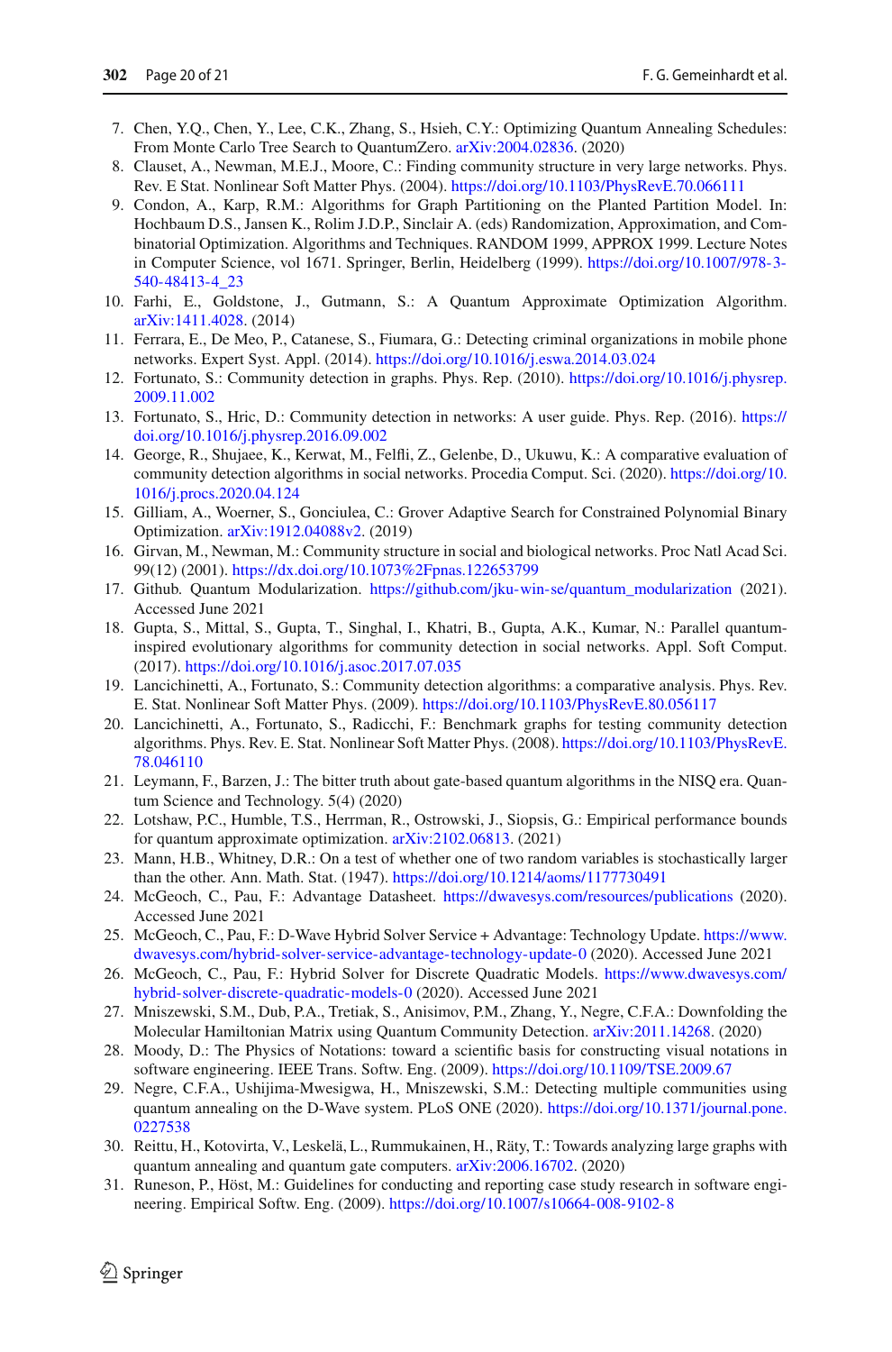7. Chen, Y.Q., Chen, Y., Lee, C.K., Zhang, S., Hsieh, C.Y.: Optimizing Quantum Annealing Schedules: From Monte Carlo Tree Search to QuantumZero. arXiv:2004.02836. (2020)
8. Clauset, A., Newman, M.E.J., Moore, C.: Finding community structure in very large networks. Phys. Rev. E Stat. Nonlinear Soft Matter Phys. (2004). https://doi.org/10.1103/PhysRevE.70.066111
9. Condon, A., Karp, R.M.: Algorithms for Graph Partitioning on the Planted Partition Model. In: Hochbaum D.S., Jansen K., Rolim J.D.P., Sinclair A. (eds) Randomization, Approximation, and Combinatorial Optimization. Algorithms and Techniques. RANDOM 1999, APPROX 1999. Lecture Notes in Computer Science, vol 1671. Springer, Berlin, Heidelberg (1999). https://doi.org/10.1007/978-3-540-48413-4_23
10. Farhi, E., Goldstone, J., Gutmann, S.: A Quantum Approximate Optimization Algorithm. arXiv:1411.4028. (2014)
11. Ferrara, E., De Meo, P., Catanese, S., Fiumara, G.: Detecting criminal organizations in mobile phone networks. Expert Syst. Appl. (2014). https://doi.org/10.1016/j.eswa.2014.03.024
12. Fortunato, S.: Community detection in graphs. Phys. Rep. (2010). https://doi.org/10.1016/j.physrep.2009.11.002
13. Fortunato, S., Hric, D.: Community detection in networks: A user guide. Phys. Rep. (2016). https://doi.org/10.1016/j.physrep.2016.09.002
14. George, R., Shujaee, K., Kerwat, M., Felfli, Z., Gelenbe, D., Ukuwu, K.: A comparative evaluation of community detection algorithms in social networks. Procedia Comput. Sci. (2020). https://doi.org/10.1016/j.procs.2020.04.124
15. Gilliam, A., Woerner, S., Gonciulea, C.: Grover Adaptive Search for Constrained Polynomial Binary Optimization. arXiv:1912.04088v2. (2019)
16. Girvan, M., Newman, M.: Community structure in social and biological networks. Proc Natl Acad Sci. 99(12) (2001). https://dx.doi.org/10.1073%2Fpnas.122653799
17. Github. Quantum Modularization. https://github.com/jku-win-se/quantum_modularization (2021). Accessed June 2021
18. Gupta, S., Mittal, S., Gupta, T., Singhal, I., Khatri, B., Gupta, A.K., Kumar, N.: Parallel quantum-inspired evolutionary algorithms for community detection in social networks. Appl. Soft Comput. (2017). https://doi.org/10.1016/j.asoc.2017.07.035
19. Lancichinetti, A., Fortunato, S.: Community detection algorithms: a comparative analysis. Phys. Rev. E. Stat. Nonlinear Soft Matter Phys. (2009). https://doi.org/10.1103/PhysRevE.80.056117
20. Lancichinetti, A., Fortunato, S., Radicchi, F.: Benchmark graphs for testing community detection algorithms. Phys. Rev. E. Stat. Nonlinear Soft Matter Phys. (2008). https://doi.org/10.1103/PhysRevE.78.046110
21. Leymann, F., Barzen, J.: The bitter truth about gate-based quantum algorithms in the NISQ era. Quantum Science and Technology. 5(4) (2020)
22. Lotshaw, P.C., Humble, T.S., Herrman, R., Ostrowski, J., Siopsis, G.: Empirical performance bounds for quantum approximate optimization. arXiv:2102.06813. (2021)
23. Mann, H.B., Whitney, D.R.: On a test of whether one of two random variables is stochastically larger than the other. Ann. Math. Stat. (1947). https://doi.org/10.1214/aoms/1177730491
24. McGeoch, C., Pau, F.: Advantage Datasheet. https://dwavesys.com/resources/publications (2020). Accessed June 2021
25. McGeoch, C., Pau, F.: D-Wave Hybrid Solver Service + Advantage: Technology Update. https://www.dwavesys.com/hybrid-solver-service-advantage-technology-update-0 (2020). Accessed June 2021
26. McGeoch, C., Pau, F.: Hybrid Solver for Discrete Quadratic Models. https://www.dwavesys.com/hybrid-solver-discrete-quadratic-models-0 (2020). Accessed June 2021
27. Mniszewski, S.M., Dub, P.A., Tretiak, S., Anisimov, P.M., Zhang, Y., Negre, C.F.A.: Downfolding the Molecular Hamiltonian Matrix using Quantum Community Detection. arXiv:2011.14268. (2020)
28. Moody, D.: The Physics of Notations: toward a scientific basis for constructing visual notations in software engineering. IEEE Trans. Softw. Eng. (2009). https://doi.org/10.1109/TSE.2009.67
29. Negre, C.F.A., Ushijima-Mwesigwa, H., Mniszewski, S.M.: Detecting multiple communities using quantum annealing on the D-Wave system. PLoS ONE (2020). https://doi.org/10.1371/journal.pone.0227538
30. Reittu, H., Kotovirta, V., Leskelä, L., Rummukainen, H., Räty, T.: Towards analyzing large graphs with quantum annealing and quantum gate computers. arXiv:2006.16702. (2020)
31. Runeson, P., Höst, M.: Guidelines for conducting and reporting case study research in software engineering. Empirical Softw. Eng. (2009). https://doi.org/10.1007/s10664-008-9102-8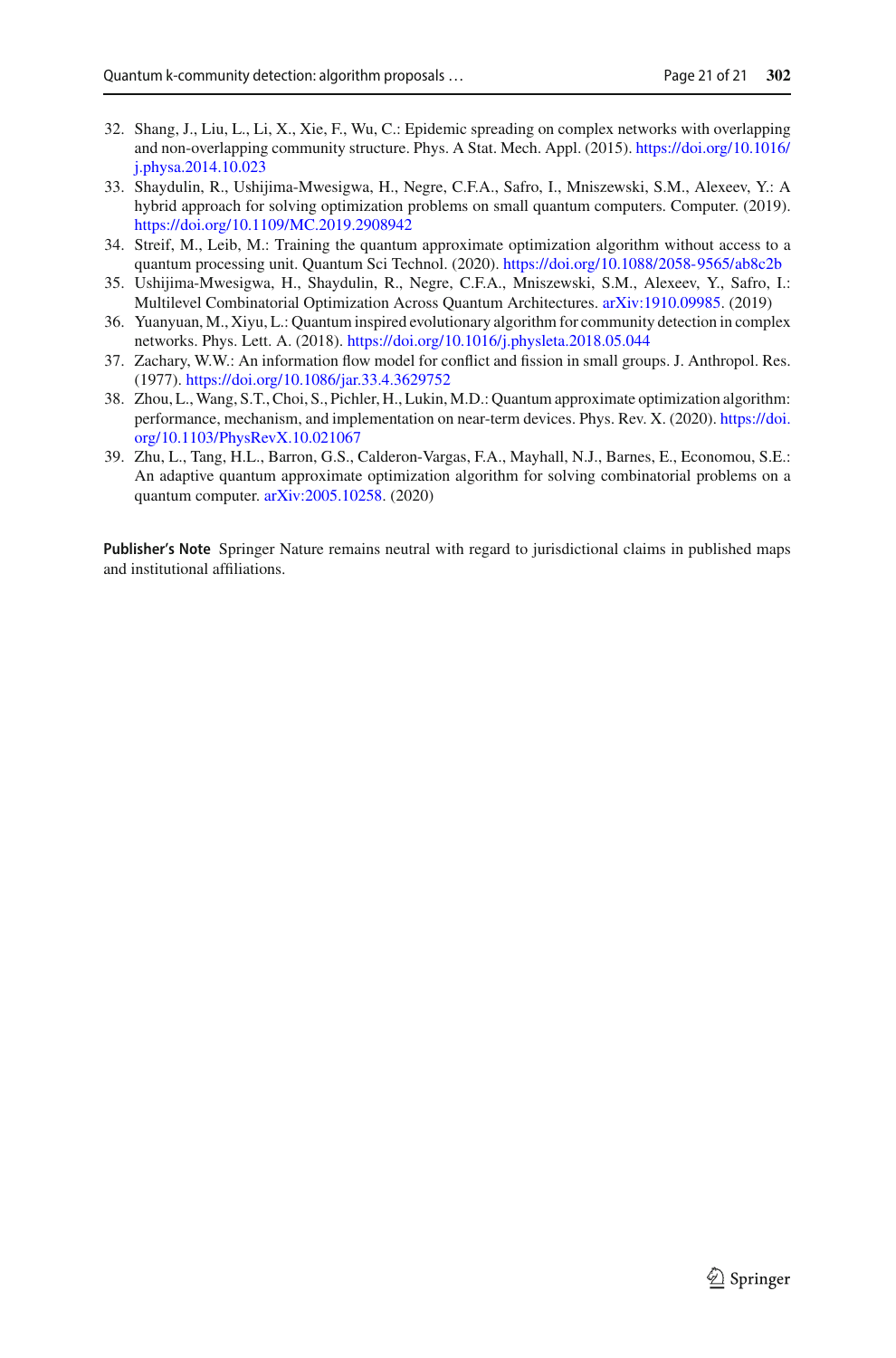32. Shang, J., Liu, L., Li, X., Xie, F., Wu, C.: Epidemic spreading on complex networks with overlapping and non-overlapping community structure. Phys. A Stat. Mech. Appl. (2015). https://doi.org/10.1016/j.physa.2014.10.023
33. Shaydulin, R., Ushijima-Mwesigwa, H., Negre, C.F.A., Safro, I., Mniszewski, S.M., Alexeev, Y.: A hybrid approach for solving optimization problems on small quantum computers. Computer. (2019). https://doi.org/10.1109/MC.2019.2908942
34. Streif, M., Leib, M.: Training the quantum approximate optimization algorithm without access to a quantum processing unit. Quantum Sci Technol. (2020). https://doi.org/10.1088/2058-9565/ab8c2b
35. Ushijima-Mwesigwa, H., Shaydulin, R., Negre, C.F.A., Mniszewski, S.M., Alexeev, Y., Safro, I.: Multilevel Combinatorial Optimization Across Quantum Architectures. arXiv:1910.09985. (2019)
36. Yuanyuan, M., Xiyu, L.: Quantum inspired evolutionary algorithm for community detection in complex networks. Phys. Lett. A. (2018). https://doi.org/10.1016/j.physleta.2018.05.044
37. Zachary, W.W.: An information flow model for conflict and fission in small groups. J. Anthropol. Res. (1977). https://doi.org/10.1086/jar.33.4.3629752
38. Zhou, L., Wang, S.T., Choi, S., Pichler, H., Lukin, M.D.: Quantum approximate optimization algorithm: performance, mechanism, and implementation on near-term devices. Phys. Rev. X. (2020). https://doi.org/10.1103/PhysRevX.10.021067
39. Zhu, L., Tang, H.L., Barron, G.S., Calderon-Vargas, F.A., Mayhall, N.J., Barnes, E., Economou, S.E.: An adaptive quantum approximate optimization algorithm for solving combinatorial problems on a quantum computer. arXiv:2005.10258. (2020)

**Publisher's Note** Springer Nature remains neutral with regard to jurisdictional claims in published maps and institutional affiliations.